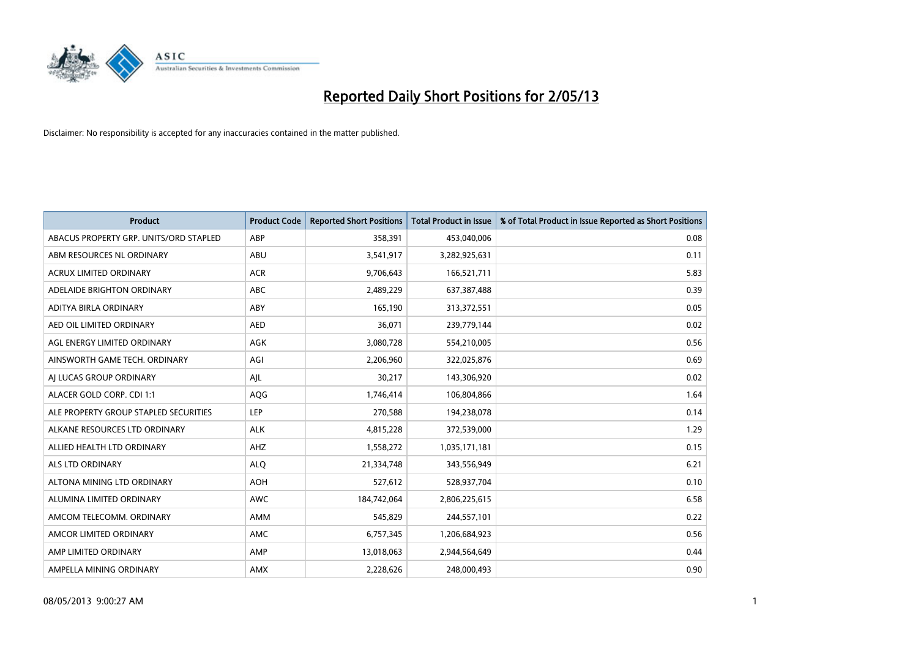# Reported Daily Short Positions for 2/05/13

Disclaimer: No responsibility is accepted for any inaccuracies contained in the matter published.

| Product | Product Code | Reported Short Positions | Total Product in Issue | % of Total Product in Issue Reported as Short Positions |
|---|---|---|---|---|
| ABACUS PROPERTY GRP. UNITS/ORD STAPLED | ABP | 358,391 | 453,040,006 | 0.08 |
| ABM RESOURCES NL ORDINARY | ABU | 3,541,917 | 3,282,925,631 | 0.11 |
| ACRUX LIMITED ORDINARY | ACR | 9,706,643 | 166,521,711 | 5.83 |
| ADELAIDE BRIGHTON ORDINARY | ABC | 2,489,229 | 637,387,488 | 0.39 |
| ADITYA BIRLA ORDINARY | ABY | 165,190 | 313,372,551 | 0.05 |
| AED OIL LIMITED ORDINARY | AED | 36,071 | 239,779,144 | 0.02 |
| AGL ENERGY LIMITED ORDINARY | AGK | 3,080,728 | 554,210,005 | 0.56 |
| AINSWORTH GAME TECH. ORDINARY | AGI | 2,206,960 | 322,025,876 | 0.69 |
| AJ LUCAS GROUP ORDINARY | AJL | 30,217 | 143,306,920 | 0.02 |
| ALACER GOLD CORP. CDI 1:1 | AQG | 1,746,414 | 106,804,866 | 1.64 |
| ALE PROPERTY GROUP STAPLED SECURITIES | LEP | 270,588 | 194,238,078 | 0.14 |
| ALKANE RESOURCES LTD ORDINARY | ALK | 4,815,228 | 372,539,000 | 1.29 |
| ALLIED HEALTH LTD ORDINARY | AHZ | 1,558,272 | 1,035,171,181 | 0.15 |
| ALS LTD ORDINARY | ALQ | 21,334,748 | 343,556,949 | 6.21 |
| ALTONA MINING LTD ORDINARY | AOH | 527,612 | 528,937,704 | 0.10 |
| ALUMINA LIMITED ORDINARY | AWC | 184,742,064 | 2,806,225,615 | 6.58 |
| AMCOM TELECOMM. ORDINARY | AMM | 545,829 | 244,557,101 | 0.22 |
| AMCOR LIMITED ORDINARY | AMC | 6,757,345 | 1,206,684,923 | 0.56 |
| AMP LIMITED ORDINARY | AMP | 13,018,063 | 2,944,564,649 | 0.44 |
| AMPELLA MINING ORDINARY | AMX | 2,228,626 | 248,000,493 | 0.90 |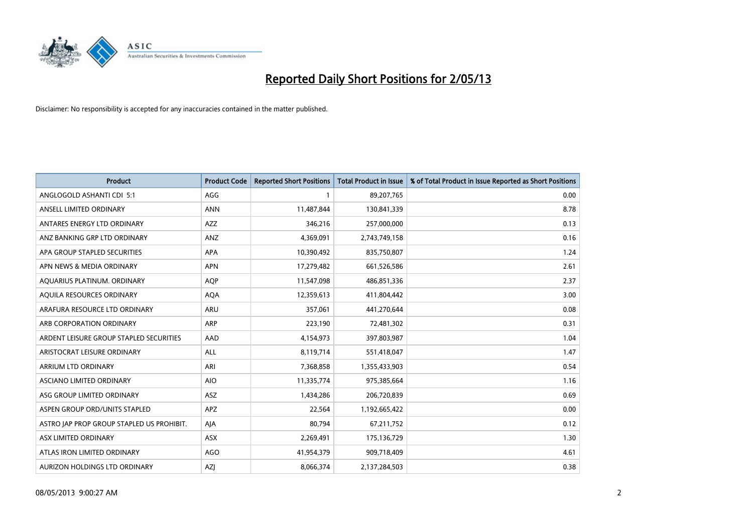# Reported Daily Short Positions for 2/05/13

Disclaimer: No responsibility is accepted for any inaccuracies contained in the matter published.

| Product | Product Code | Reported Short Positions | Total Product in Issue | % of Total Product in Issue Reported as Short Positions |
|---|---|---|---|---|
| ANGLOGOLD ASHANTI CDI 5:1 | AGG | 1 | 89,207,765 | 0.00 |
| ANSELL LIMITED ORDINARY | ANN | 11,487,844 | 130,841,339 | 8.78 |
| ANTARES ENERGY LTD ORDINARY | AZZ | 346,216 | 257,000,000 | 0.13 |
| ANZ BANKING GRP LTD ORDINARY | ANZ | 4,369,091 | 2,743,749,158 | 0.16 |
| APA GROUP STAPLED SECURITIES | APA | 10,390,492 | 835,750,807 | 1.24 |
| APN NEWS & MEDIA ORDINARY | APN | 17,279,482 | 661,526,586 | 2.61 |
| AQUARIUS PLATINUM. ORDINARY | AQP | 11,547,098 | 486,851,336 | 2.37 |
| AQUILA RESOURCES ORDINARY | AQA | 12,359,613 | 411,804,442 | 3.00 |
| ARAFURA RESOURCE LTD ORDINARY | ARU | 357,061 | 441,270,644 | 0.08 |
| ARB CORPORATION ORDINARY | ARP | 223,190 | 72,481,302 | 0.31 |
| ARDENT LEISURE GROUP STAPLED SECURITIES | AAD | 4,154,973 | 397,803,987 | 1.04 |
| ARISTOCRAT LEISURE ORDINARY | ALL | 8,119,714 | 551,418,047 | 1.47 |
| ARRIUM LTD ORDINARY | ARI | 7,368,858 | 1,355,433,903 | 0.54 |
| ASCIANO LIMITED ORDINARY | AIO | 11,335,774 | 975,385,664 | 1.16 |
| ASG GROUP LIMITED ORDINARY | ASZ | 1,434,286 | 206,720,839 | 0.69 |
| ASPEN GROUP ORD/UNITS STAPLED | APZ | 22,564 | 1,192,665,422 | 0.00 |
| ASTRO JAP PROP GROUP STAPLED US PROHIBIT. | AJA | 80,794 | 67,211,752 | 0.12 |
| ASX LIMITED ORDINARY | ASX | 2,269,491 | 175,136,729 | 1.30 |
| ATLAS IRON LIMITED ORDINARY | AGO | 41,954,379 | 909,718,409 | 4.61 |
| AURIZON HOLDINGS LTD ORDINARY | AZJ | 8,066,374 | 2,137,284,503 | 0.38 |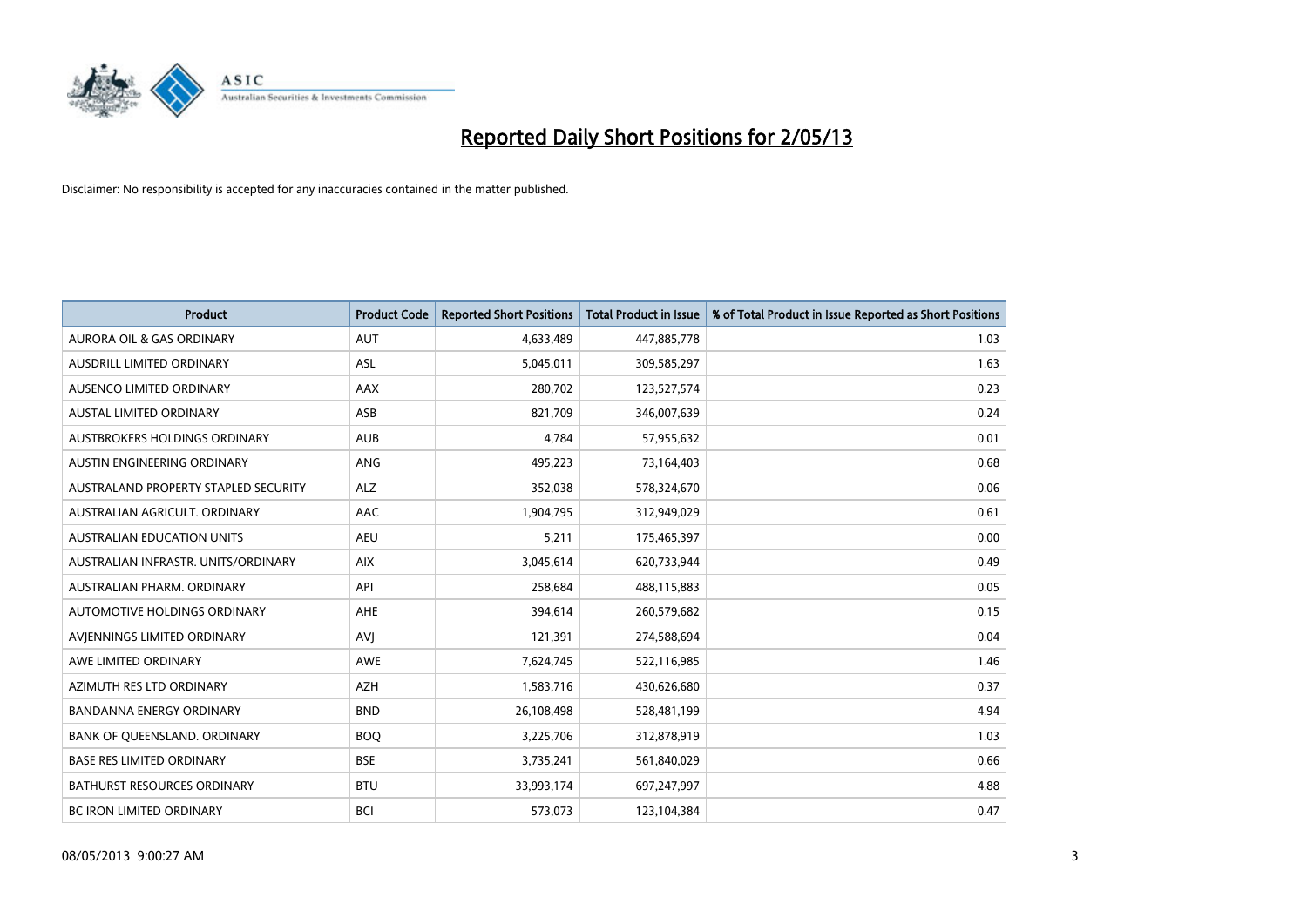# Reported Daily Short Positions for 2/05/13

Disclaimer: No responsibility is accepted for any inaccuracies contained in the matter published.

| Product | Product Code | Reported Short Positions | Total Product in Issue | % of Total Product in Issue Reported as Short Positions |
|---|---|---|---|---|
| AURORA OIL & GAS ORDINARY | AUT | 4,633,489 | 447,885,778 | 1.03 |
| AUSDRILL LIMITED ORDINARY | ASL | 5,045,011 | 309,585,297 | 1.63 |
| AUSENCO LIMITED ORDINARY | AAX | 280,702 | 123,527,574 | 0.23 |
| AUSTAL LIMITED ORDINARY | ASB | 821,709 | 346,007,639 | 0.24 |
| AUSTBROKERS HOLDINGS ORDINARY | AUB | 4,784 | 57,955,632 | 0.01 |
| AUSTIN ENGINEERING ORDINARY | ANG | 495,223 | 73,164,403 | 0.68 |
| AUSTRALAND PROPERTY STAPLED SECURITY | ALZ | 352,038 | 578,324,670 | 0.06 |
| AUSTRALIAN AGRICULT. ORDINARY | AAC | 1,904,795 | 312,949,029 | 0.61 |
| AUSTRALIAN EDUCATION UNITS | AEU | 5,211 | 175,465,397 | 0.00 |
| AUSTRALIAN INFRASTR. UNITS/ORDINARY | AIX | 3,045,614 | 620,733,944 | 0.49 |
| AUSTRALIAN PHARM. ORDINARY | API | 258,684 | 488,115,883 | 0.05 |
| AUTOMOTIVE HOLDINGS ORDINARY | AHE | 394,614 | 260,579,682 | 0.15 |
| AVJENNINGS LIMITED ORDINARY | AVJ | 121,391 | 274,588,694 | 0.04 |
| AWE LIMITED ORDINARY | AWE | 7,624,745 | 522,116,985 | 1.46 |
| AZIMUTH RES LTD ORDINARY | AZH | 1,583,716 | 430,626,680 | 0.37 |
| BANDANNA ENERGY ORDINARY | BND | 26,108,498 | 528,481,199 | 4.94 |
| BANK OF QUEENSLAND. ORDINARY | BOQ | 3,225,706 | 312,878,919 | 1.03 |
| BASE RES LIMITED ORDINARY | BSE | 3,735,241 | 561,840,029 | 0.66 |
| BATHURST RESOURCES ORDINARY | BTU | 33,993,174 | 697,247,997 | 4.88 |
| BC IRON LIMITED ORDINARY | BCI | 573,073 | 123,104,384 | 0.47 |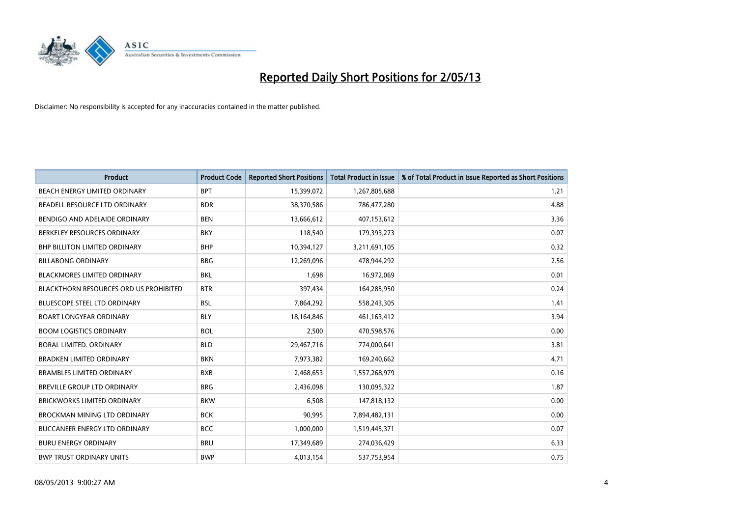# Reported Daily Short Positions for 2/05/13

Disclaimer: No responsibility is accepted for any inaccuracies contained in the matter published.

| Product | Product Code | Reported Short Positions | Total Product in Issue | % of Total Product in Issue Reported as Short Positions |
|---|---|---|---|---|
| BEACH ENERGY LIMITED ORDINARY | BPT | 15,399,072 | 1,267,805,688 | 1.21 |
| BEADELL RESOURCE LTD ORDINARY | BDR | 38,370,586 | 786,477,280 | 4.88 |
| BENDIGO AND ADELAIDE ORDINARY | BEN | 13,666,612 | 407,153,612 | 3.36 |
| BERKELEY RESOURCES ORDINARY | BKY | 118,540 | 179,393,273 | 0.07 |
| BHP BILLITON LIMITED ORDINARY | BHP | 10,394,127 | 3,211,691,105 | 0.32 |
| BILLABONG ORDINARY | BBG | 12,269,096 | 478,944,292 | 2.56 |
| BLACKMORES LIMITED ORDINARY | BKL | 1,698 | 16,972,069 | 0.01 |
| BLACKTHORN RESOURCES ORD US PROHIBITED | BTR | 397,434 | 164,285,950 | 0.24 |
| BLUESCOPE STEEL LTD ORDINARY | BSL | 7,864,292 | 558,243,305 | 1.41 |
| BOART LONGYEAR ORDINARY | BLY | 18,164,846 | 461,163,412 | 3.94 |
| BOOM LOGISTICS ORDINARY | BOL | 2,500 | 470,598,576 | 0.00 |
| BORAL LIMITED. ORDINARY | BLD | 29,467,716 | 774,000,641 | 3.81 |
| BRADKEN LIMITED ORDINARY | BKN | 7,973,382 | 169,240,662 | 4.71 |
| BRAMBLES LIMITED ORDINARY | BXB | 2,468,653 | 1,557,268,979 | 0.16 |
| BREVILLE GROUP LTD ORDINARY | BRG | 2,436,098 | 130,095,322 | 1.87 |
| BRICKWORKS LIMITED ORDINARY | BKW | 6,508 | 147,818,132 | 0.00 |
| BROCKMAN MINING LTD ORDINARY | BCK | 90,995 | 7,894,482,131 | 0.00 |
| BUCCANEER ENERGY LTD ORDINARY | BCC | 1,000,000 | 1,519,445,371 | 0.07 |
| BURU ENERGY ORDINARY | BRU | 17,349,689 | 274,036,429 | 6.33 |
| BWP TRUST ORDINARY UNITS | BWP | 4,013,154 | 537,753,954 | 0.75 |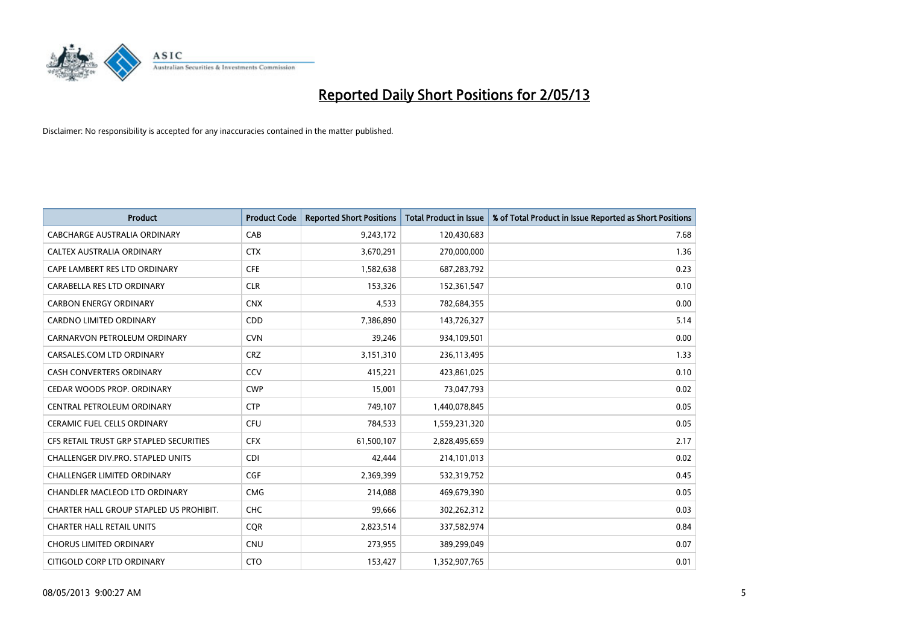# Reported Daily Short Positions for 2/05/13

Disclaimer: No responsibility is accepted for any inaccuracies contained in the matter published.

| Product | Product Code | Reported Short Positions | Total Product in Issue | % of Total Product in Issue Reported as Short Positions |
|---|---|---|---|---|
| CABCHARGE AUSTRALIA ORDINARY | CAB | 9,243,172 | 120,430,683 | 7.68 |
| CALTEX AUSTRALIA ORDINARY | CTX | 3,670,291 | 270,000,000 | 1.36 |
| CAPE LAMBERT RES LTD ORDINARY | CFE | 1,582,638 | 687,283,792 | 0.23 |
| CARABELLA RES LTD ORDINARY | CLR | 153,326 | 152,361,547 | 0.10 |
| CARBON ENERGY ORDINARY | CNX | 4,533 | 782,684,355 | 0.00 |
| CARDNO LIMITED ORDINARY | CDD | 7,386,890 | 143,726,327 | 5.14 |
| CARNARVON PETROLEUM ORDINARY | CVN | 39,246 | 934,109,501 | 0.00 |
| CARSALES.COM LTD ORDINARY | CRZ | 3,151,310 | 236,113,495 | 1.33 |
| CASH CONVERTERS ORDINARY | CCV | 415,221 | 423,861,025 | 0.10 |
| CEDAR WOODS PROP. ORDINARY | CWP | 15,001 | 73,047,793 | 0.02 |
| CENTRAL PETROLEUM ORDINARY | CTP | 749,107 | 1,440,078,845 | 0.05 |
| CERAMIC FUEL CELLS ORDINARY | CFU | 784,533 | 1,559,231,320 | 0.05 |
| CFS RETAIL TRUST GRP STAPLED SECURITIES | CFX | 61,500,107 | 2,828,495,659 | 2.17 |
| CHALLENGER DIV.PRO. STAPLED UNITS | CDI | 42,444 | 214,101,013 | 0.02 |
| CHALLENGER LIMITED ORDINARY | CGF | 2,369,399 | 532,319,752 | 0.45 |
| CHANDLER MACLEOD LTD ORDINARY | CMG | 214,088 | 469,679,390 | 0.05 |
| CHARTER HALL GROUP STAPLED US PROHIBIT. | CHC | 99,666 | 302,262,312 | 0.03 |
| CHARTER HALL RETAIL UNITS | CQR | 2,823,514 | 337,582,974 | 0.84 |
| CHORUS LIMITED ORDINARY | CNU | 273,955 | 389,299,049 | 0.07 |
| CITIGOLD CORP LTD ORDINARY | CTO | 153,427 | 1,352,907,765 | 0.01 |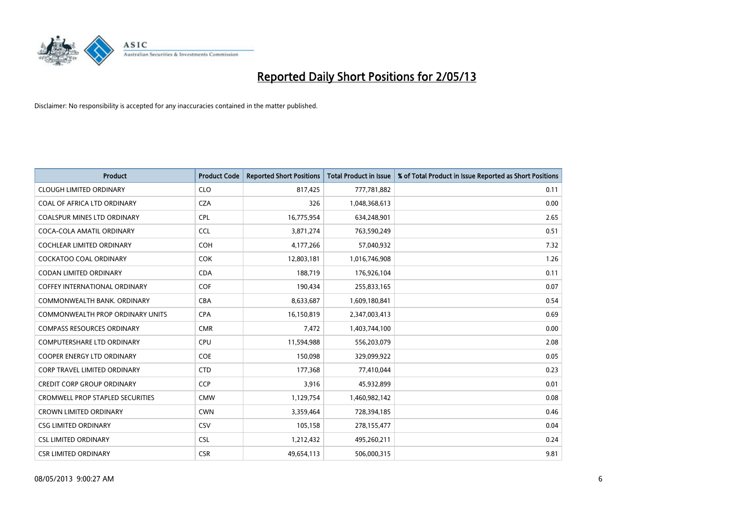# Reported Daily Short Positions for 2/05/13

Disclaimer: No responsibility is accepted for any inaccuracies contained in the matter published.

| Product | Product Code | Reported Short Positions | Total Product in Issue | % of Total Product in Issue Reported as Short Positions |
|---|---|---|---|---|
| CLOUGH LIMITED ORDINARY | CLO | 817,425 | 777,781,882 | 0.11 |
| COAL OF AFRICA LTD ORDINARY | CZA | 326 | 1,048,368,613 | 0.00 |
| COALSPUR MINES LTD ORDINARY | CPL | 16,775,954 | 634,248,901 | 2.65 |
| COCA-COLA AMATIL ORDINARY | CCL | 3,871,274 | 763,590,249 | 0.51 |
| COCHLEAR LIMITED ORDINARY | COH | 4,177,266 | 57,040,932 | 7.32 |
| COCKATOO COAL ORDINARY | COK | 12,803,181 | 1,016,746,908 | 1.26 |
| CODAN LIMITED ORDINARY | CDA | 188,719 | 176,926,104 | 0.11 |
| COFFEY INTERNATIONAL ORDINARY | COF | 190,434 | 255,833,165 | 0.07 |
| COMMONWEALTH BANK. ORDINARY | CBA | 8,633,687 | 1,609,180,841 | 0.54 |
| COMMONWEALTH PROP ORDINARY UNITS | CPA | 16,150,819 | 2,347,003,413 | 0.69 |
| COMPASS RESOURCES ORDINARY | CMR | 7,472 | 1,403,744,100 | 0.00 |
| COMPUTERSHARE LTD ORDINARY | CPU | 11,594,988 | 556,203,079 | 2.08 |
| COOPER ENERGY LTD ORDINARY | COE | 150,098 | 329,099,922 | 0.05 |
| CORP TRAVEL LIMITED ORDINARY | CTD | 177,368 | 77,410,044 | 0.23 |
| CREDIT CORP GROUP ORDINARY | CCP | 3,916 | 45,932,899 | 0.01 |
| CROMWELL PROP STAPLED SECURITIES | CMW | 1,129,754 | 1,460,982,142 | 0.08 |
| CROWN LIMITED ORDINARY | CWN | 3,359,464 | 728,394,185 | 0.46 |
| CSG LIMITED ORDINARY | CSV | 105,158 | 278,155,477 | 0.04 |
| CSL LIMITED ORDINARY | CSL | 1,212,432 | 495,260,211 | 0.24 |
| CSR LIMITED ORDINARY | CSR | 49,654,113 | 506,000,315 | 9.81 |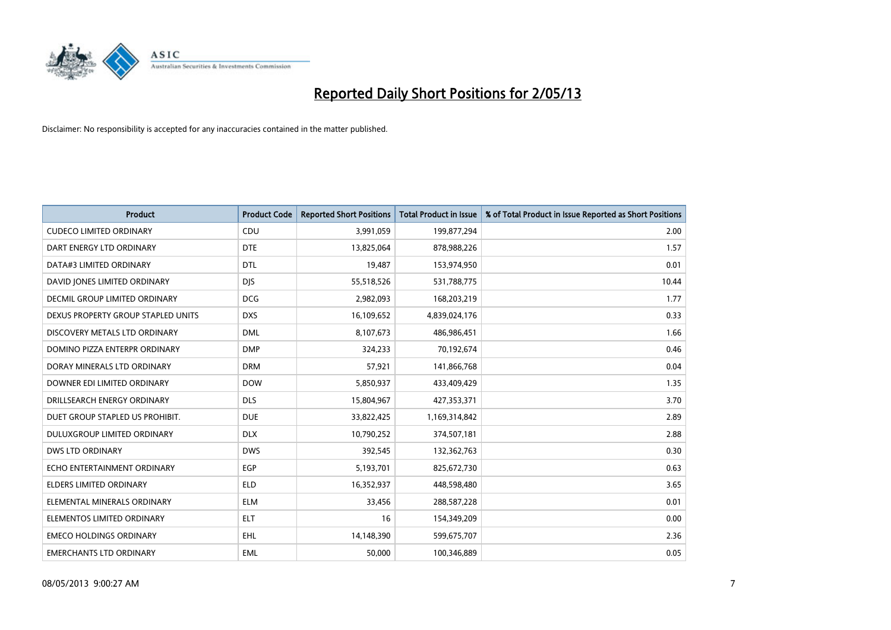# Reported Daily Short Positions for 2/05/13

Disclaimer: No responsibility is accepted for any inaccuracies contained in the matter published.

| Product | Product Code | Reported Short Positions | Total Product in Issue | % of Total Product in Issue Reported as Short Positions |
|---|---|---|---|---|
| CUDECO LIMITED ORDINARY | CDU | 3,991,059 | 199,877,294 | 2.00 |
| DART ENERGY LTD ORDINARY | DTE | 13,825,064 | 878,988,226 | 1.57 |
| DATA#3 LIMITED ORDINARY | DTL | 19,487 | 153,974,950 | 0.01 |
| DAVID JONES LIMITED ORDINARY | DJS | 55,518,526 | 531,788,775 | 10.44 |
| DECMIL GROUP LIMITED ORDINARY | DCG | 2,982,093 | 168,203,219 | 1.77 |
| DEXUS PROPERTY GROUP STAPLED UNITS | DXS | 16,109,652 | 4,839,024,176 | 0.33 |
| DISCOVERY METALS LTD ORDINARY | DML | 8,107,673 | 486,986,451 | 1.66 |
| DOMINO PIZZA ENTERPR ORDINARY | DMP | 324,233 | 70,192,674 | 0.46 |
| DORAY MINERALS LTD ORDINARY | DRM | 57,921 | 141,866,768 | 0.04 |
| DOWNER EDI LIMITED ORDINARY | DOW | 5,850,937 | 433,409,429 | 1.35 |
| DRILLSEARCH ENERGY ORDINARY | DLS | 15,804,967 | 427,353,371 | 3.70 |
| DUET GROUP STAPLED US PROHIBIT. | DUE | 33,822,425 | 1,169,314,842 | 2.89 |
| DULUXGROUP LIMITED ORDINARY | DLX | 10,790,252 | 374,507,181 | 2.88 |
| DWS LTD ORDINARY | DWS | 392,545 | 132,362,763 | 0.30 |
| ECHO ENTERTAINMENT ORDINARY | EGP | 5,193,701 | 825,672,730 | 0.63 |
| ELDERS LIMITED ORDINARY | ELD | 16,352,937 | 448,598,480 | 3.65 |
| ELEMENTAL MINERALS ORDINARY | ELM | 33,456 | 288,587,228 | 0.01 |
| ELEMENTOS LIMITED ORDINARY | ELT | 16 | 154,349,209 | 0.00 |
| EMECO HOLDINGS ORDINARY | EHL | 14,148,390 | 599,675,707 | 2.36 |
| EMERCHANTS LTD ORDINARY | EML | 50,000 | 100,346,889 | 0.05 |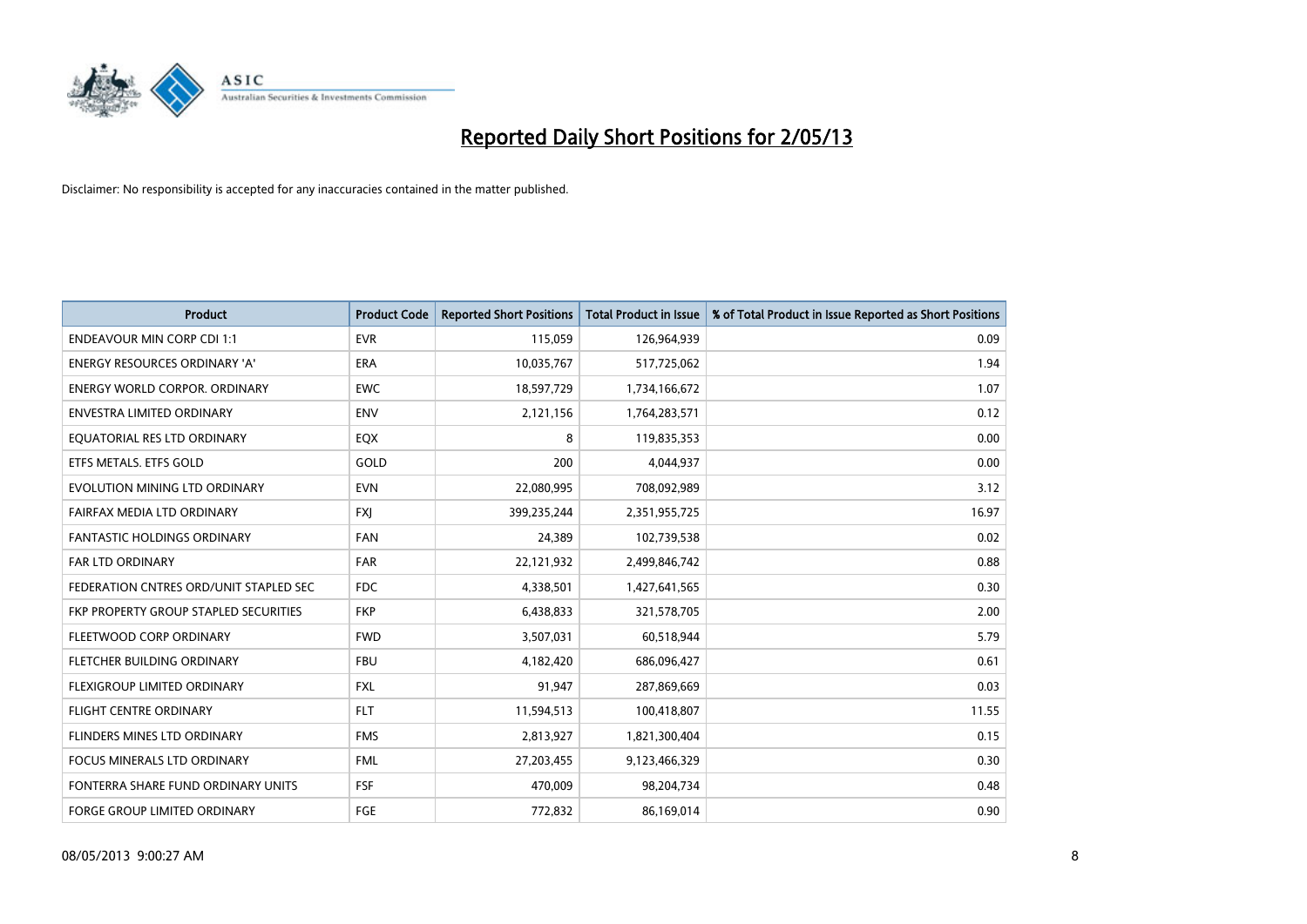# Reported Daily Short Positions for 2/05/13

Disclaimer: No responsibility is accepted for any inaccuracies contained in the matter published.

| Product | Product Code | Reported Short Positions | Total Product in Issue | % of Total Product in Issue Reported as Short Positions |
|---|---|---|---|---|
| ENDEAVOUR MIN CORP CDI 1:1 | EVR | 115,059 | 126,964,939 | 0.09 |
| ENERGY RESOURCES ORDINARY 'A' | ERA | 10,035,767 | 517,725,062 | 1.94 |
| ENERGY WORLD CORPOR. ORDINARY | EWC | 18,597,729 | 1,734,166,672 | 1.07 |
| ENVESTRA LIMITED ORDINARY | ENV | 2,121,156 | 1,764,283,571 | 0.12 |
| EQUATORIAL RES LTD ORDINARY | EQX | 8 | 119,835,353 | 0.00 |
| ETFS METALS. ETFS GOLD | GOLD | 200 | 4,044,937 | 0.00 |
| EVOLUTION MINING LTD ORDINARY | EVN | 22,080,995 | 708,092,989 | 3.12 |
| FAIRFAX MEDIA LTD ORDINARY | FXJ | 399,235,244 | 2,351,955,725 | 16.97 |
| FANTASTIC HOLDINGS ORDINARY | FAN | 24,389 | 102,739,538 | 0.02 |
| FAR LTD ORDINARY | FAR | 22,121,932 | 2,499,846,742 | 0.88 |
| FEDERATION CNTRES ORD/UNIT STAPLED SEC | FDC | 4,338,501 | 1,427,641,565 | 0.30 |
| FKP PROPERTY GROUP STAPLED SECURITIES | FKP | 6,438,833 | 321,578,705 | 2.00 |
| FLEETWOOD CORP ORDINARY | FWD | 3,507,031 | 60,518,944 | 5.79 |
| FLETCHER BUILDING ORDINARY | FBU | 4,182,420 | 686,096,427 | 0.61 |
| FLEXIGROUP LIMITED ORDINARY | FXL | 91,947 | 287,869,669 | 0.03 |
| FLIGHT CENTRE ORDINARY | FLT | 11,594,513 | 100,418,807 | 11.55 |
| FLINDERS MINES LTD ORDINARY | FMS | 2,813,927 | 1,821,300,404 | 0.15 |
| FOCUS MINERALS LTD ORDINARY | FML | 27,203,455 | 9,123,466,329 | 0.30 |
| FONTERRA SHARE FUND ORDINARY UNITS | FSF | 470,009 | 98,204,734 | 0.48 |
| FORGE GROUP LIMITED ORDINARY | FGE | 772,832 | 86,169,014 | 0.90 |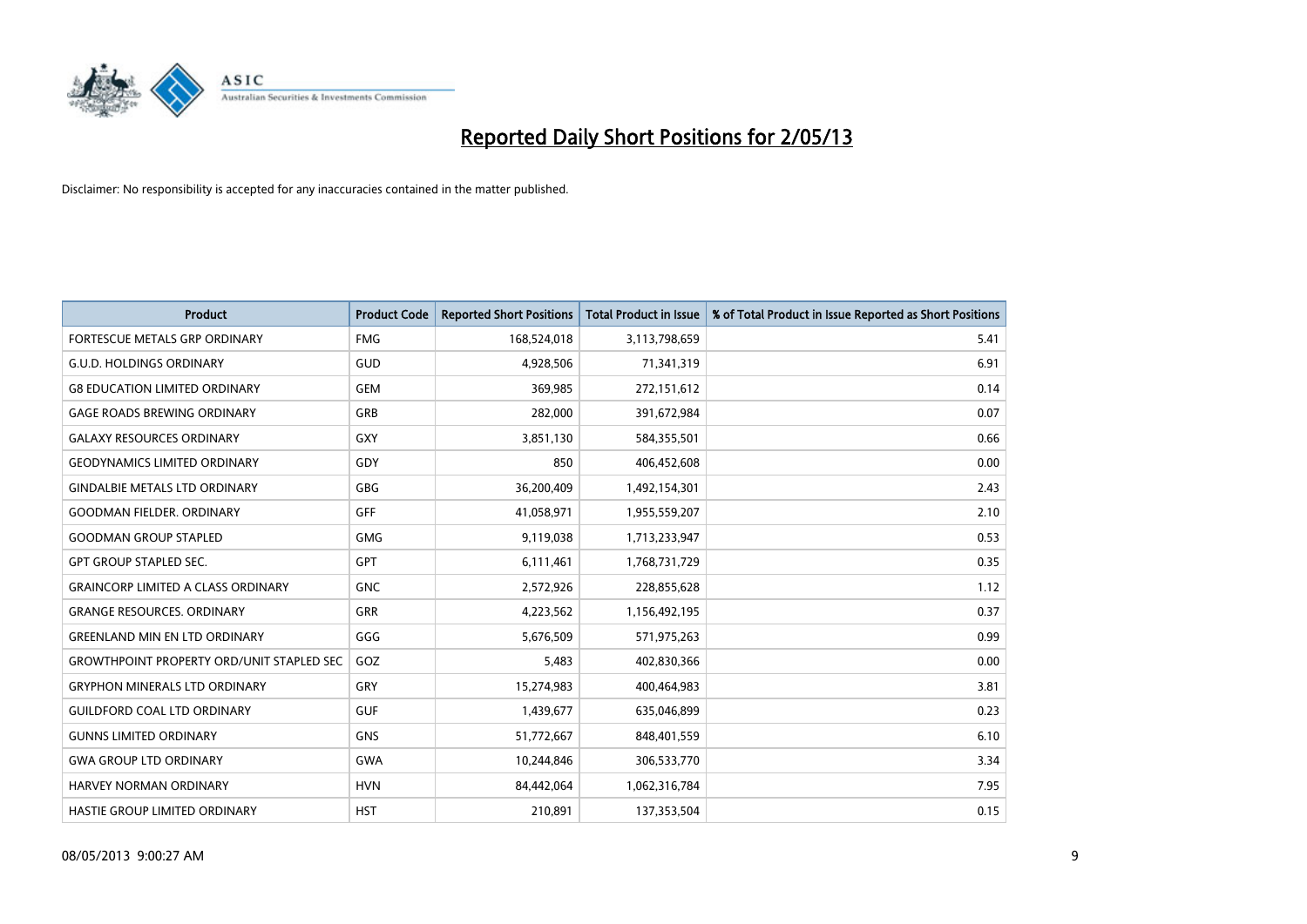# Reported Daily Short Positions for 2/05/13

Disclaimer: No responsibility is accepted for any inaccuracies contained in the matter published.

| Product | Product Code | Reported Short Positions | Total Product in Issue | % of Total Product in Issue Reported as Short Positions |
|---|---|---|---|---|
| FORTESCUE METALS GRP ORDINARY | FMG | 168,524,018 | 3,113,798,659 | 5.41 |
| G.U.D. HOLDINGS ORDINARY | GUD | 4,928,506 | 71,341,319 | 6.91 |
| G8 EDUCATION LIMITED ORDINARY | GEM | 369,985 | 272,151,612 | 0.14 |
| GAGE ROADS BREWING ORDINARY | GRB | 282,000 | 391,672,984 | 0.07 |
| GALAXY RESOURCES ORDINARY | GXY | 3,851,130 | 584,355,501 | 0.66 |
| GEODYNAMICS LIMITED ORDINARY | GDY | 850 | 406,452,608 | 0.00 |
| GINDALBIE METALS LTD ORDINARY | GBG | 36,200,409 | 1,492,154,301 | 2.43 |
| GOODMAN FIELDER. ORDINARY | GFF | 41,058,971 | 1,955,559,207 | 2.10 |
| GOODMAN GROUP STAPLED | GMG | 9,119,038 | 1,713,233,947 | 0.53 |
| GPT GROUP STAPLED SEC. | GPT | 6,111,461 | 1,768,731,729 | 0.35 |
| GRAINCORP LIMITED A CLASS ORDINARY | GNC | 2,572,926 | 228,855,628 | 1.12 |
| GRANGE RESOURCES. ORDINARY | GRR | 4,223,562 | 1,156,492,195 | 0.37 |
| GREENLAND MIN EN LTD ORDINARY | GGG | 5,676,509 | 571,975,263 | 0.99 |
| GROWTHPOINT PROPERTY ORD/UNIT STAPLED SEC | GOZ | 5,483 | 402,830,366 | 0.00 |
| GRYPHON MINERALS LTD ORDINARY | GRY | 15,274,983 | 400,464,983 | 3.81 |
| GUILDFORD COAL LTD ORDINARY | GUF | 1,439,677 | 635,046,899 | 0.23 |
| GUNNS LIMITED ORDINARY | GNS | 51,772,667 | 848,401,559 | 6.10 |
| GWA GROUP LTD ORDINARY | GWA | 10,244,846 | 306,533,770 | 3.34 |
| HARVEY NORMAN ORDINARY | HVN | 84,442,064 | 1,062,316,784 | 7.95 |
| HASTIE GROUP LIMITED ORDINARY | HST | 210,891 | 137,353,504 | 0.15 |

08/05/2013 9:00:27 AM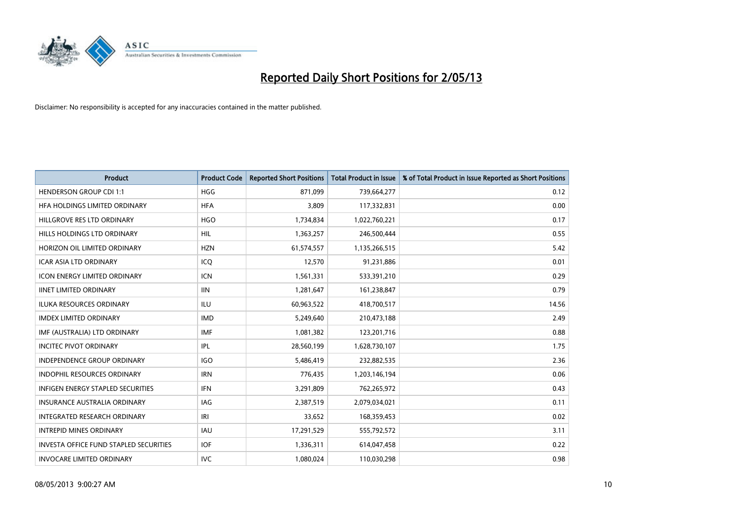# Reported Daily Short Positions for 2/05/13

Disclaimer: No responsibility is accepted for any inaccuracies contained in the matter published.

| Product | Product Code | Reported Short Positions | Total Product in Issue | % of Total Product in Issue Reported as Short Positions |
|---|---|---|---|---|
| HENDERSON GROUP CDI 1:1 | HGG | 871,099 | 739,664,277 | 0.12 |
| HFA HOLDINGS LIMITED ORDINARY | HFA | 3,809 | 117,332,831 | 0.00 |
| HILLGROVE RES LTD ORDINARY | HGO | 1,734,834 | 1,022,760,221 | 0.17 |
| HILLS HOLDINGS LTD ORDINARY | HIL | 1,363,257 | 246,500,444 | 0.55 |
| HORIZON OIL LIMITED ORDINARY | HZN | 61,574,557 | 1,135,266,515 | 5.42 |
| ICAR ASIA LTD ORDINARY | ICQ | 12,570 | 91,231,886 | 0.01 |
| ICON ENERGY LIMITED ORDINARY | ICN | 1,561,331 | 533,391,210 | 0.29 |
| IINET LIMITED ORDINARY | IIN | 1,281,647 | 161,238,847 | 0.79 |
| ILUKA RESOURCES ORDINARY | ILU | 60,963,522 | 418,700,517 | 14.56 |
| IMDEX LIMITED ORDINARY | IMD | 5,249,640 | 210,473,188 | 2.49 |
| IMF (AUSTRALIA) LTD ORDINARY | IMF | 1,081,382 | 123,201,716 | 0.88 |
| INCITEC PIVOT ORDINARY | IPL | 28,560,199 | 1,628,730,107 | 1.75 |
| INDEPENDENCE GROUP ORDINARY | IGO | 5,486,419 | 232,882,535 | 2.36 |
| INDOPHIL RESOURCES ORDINARY | IRN | 776,435 | 1,203,146,194 | 0.06 |
| INFIGEN ENERGY STAPLED SECURITIES | IFN | 3,291,809 | 762,265,972 | 0.43 |
| INSURANCE AUSTRALIA ORDINARY | IAG | 2,387,519 | 2,079,034,021 | 0.11 |
| INTEGRATED RESEARCH ORDINARY | IRI | 33,652 | 168,359,453 | 0.02 |
| INTREPID MINES ORDINARY | IAU | 17,291,529 | 555,792,572 | 3.11 |
| INVESTA OFFICE FUND STAPLED SECURITIES | IOF | 1,336,311 | 614,047,458 | 0.22 |
| INVOCARE LIMITED ORDINARY | IVC | 1,080,024 | 110,030,298 | 0.98 |

08/05/2013 9:00:27 AM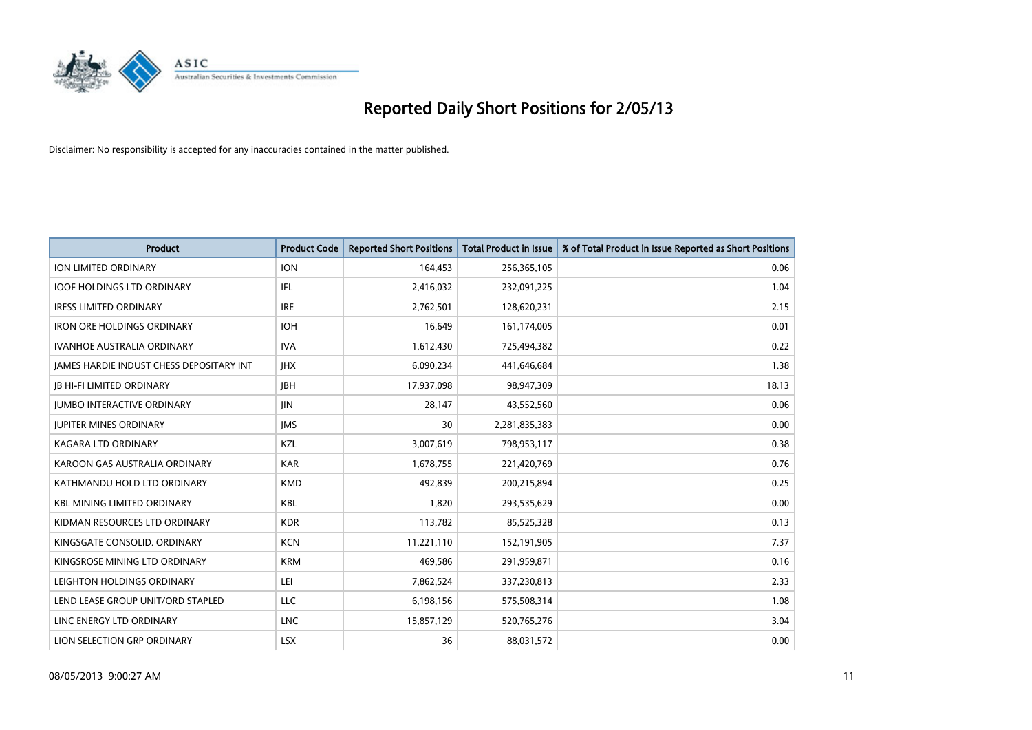# Reported Daily Short Positions for 2/05/13

Disclaimer: No responsibility is accepted for any inaccuracies contained in the matter published.

| Product | Product Code | Reported Short Positions | Total Product in Issue | % of Total Product in Issue Reported as Short Positions |
|---|---|---|---|---|
| ION LIMITED ORDINARY | ION | 164,453 | 256,365,105 | 0.06 |
| IOOF HOLDINGS LTD ORDINARY | IFL | 2,416,032 | 232,091,225 | 1.04 |
| IRESS LIMITED ORDINARY | IRE | 2,762,501 | 128,620,231 | 2.15 |
| IRON ORE HOLDINGS ORDINARY | IOH | 16,649 | 161,174,005 | 0.01 |
| IVANHOE AUSTRALIA ORDINARY | IVA | 1,612,430 | 725,494,382 | 0.22 |
| JAMES HARDIE INDUST CHESS DEPOSITARY INT | JHX | 6,090,234 | 441,646,684 | 1.38 |
| JB HI-FI LIMITED ORDINARY | JBH | 17,937,098 | 98,947,309 | 18.13 |
| JUMBO INTERACTIVE ORDINARY | JIN | 28,147 | 43,552,560 | 0.06 |
| JUPITER MINES ORDINARY | JMS | 30 | 2,281,835,383 | 0.00 |
| KAGARA LTD ORDINARY | KZL | 3,007,619 | 798,953,117 | 0.38 |
| KAROON GAS AUSTRALIA ORDINARY | KAR | 1,678,755 | 221,420,769 | 0.76 |
| KATHMANDU HOLD LTD ORDINARY | KMD | 492,839 | 200,215,894 | 0.25 |
| KBL MINING LIMITED ORDINARY | KBL | 1,820 | 293,535,629 | 0.00 |
| KIDMAN RESOURCES LTD ORDINARY | KDR | 113,782 | 85,525,328 | 0.13 |
| KINGSGATE CONSOLID. ORDINARY | KCN | 11,221,110 | 152,191,905 | 7.37 |
| KINGSROSE MINING LTD ORDINARY | KRM | 469,586 | 291,959,871 | 0.16 |
| LEIGHTON HOLDINGS ORDINARY | LEI | 7,862,524 | 337,230,813 | 2.33 |
| LEND LEASE GROUP UNIT/ORD STAPLED | LLC | 6,198,156 | 575,508,314 | 1.08 |
| LINC ENERGY LTD ORDINARY | LNC | 15,857,129 | 520,765,276 | 3.04 |
| LION SELECTION GRP ORDINARY | LSX | 36 | 88,031,572 | 0.00 |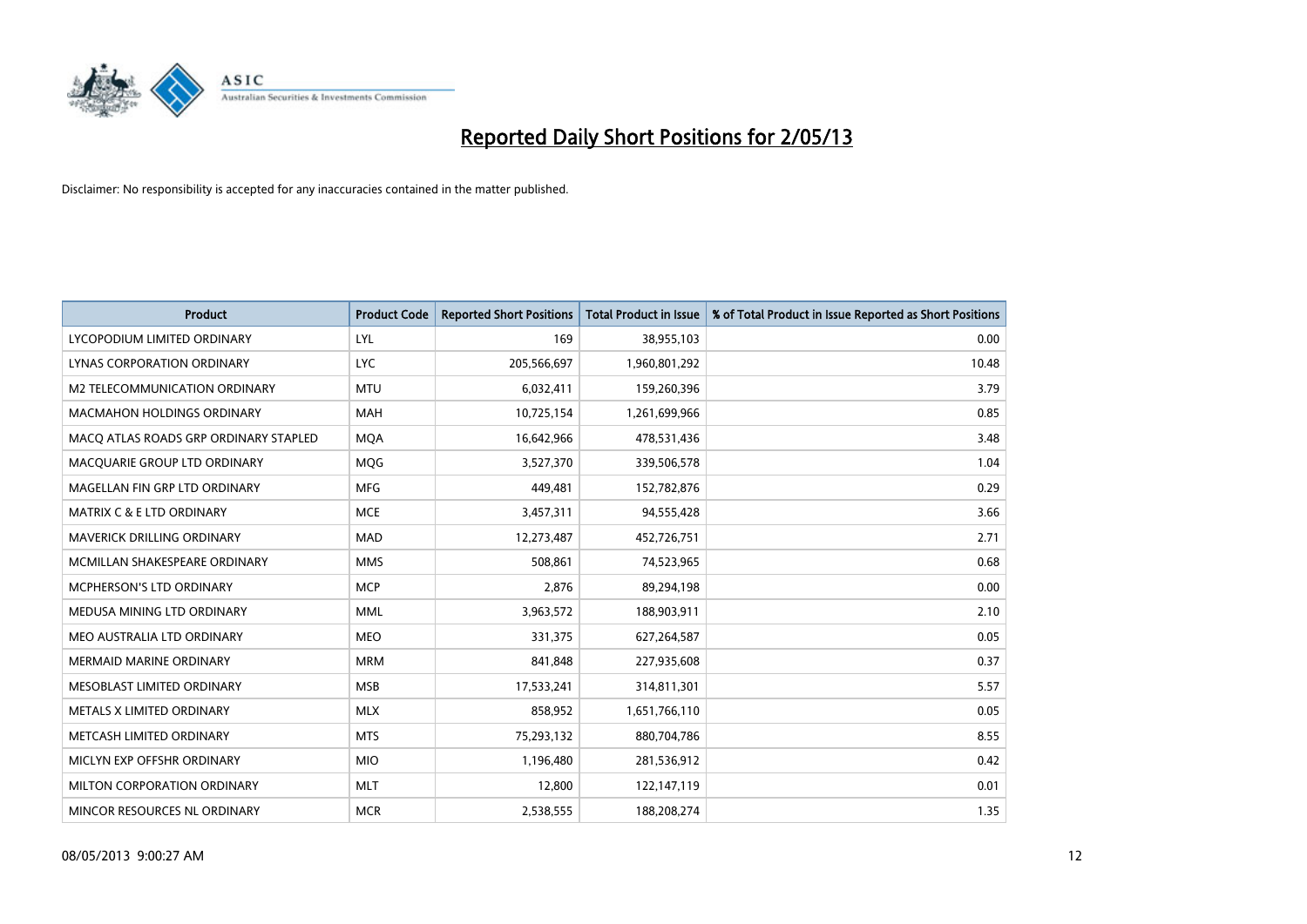# Reported Daily Short Positions for 2/05/13

Disclaimer: No responsibility is accepted for any inaccuracies contained in the matter published.

| Product | Product Code | Reported Short Positions | Total Product in Issue | % of Total Product in Issue Reported as Short Positions |
|---|---|---|---|---|
| LYCOPODIUM LIMITED ORDINARY | LYL | 169 | 38,955,103 | 0.00 |
| LYNAS CORPORATION ORDINARY | LYC | 205,566,697 | 1,960,801,292 | 10.48 |
| M2 TELECOMMUNICATION ORDINARY | MTU | 6,032,411 | 159,260,396 | 3.79 |
| MACMAHON HOLDINGS ORDINARY | MAH | 10,725,154 | 1,261,699,966 | 0.85 |
| MACQ ATLAS ROADS GRP ORDINARY STAPLED | MQA | 16,642,966 | 478,531,436 | 3.48 |
| MACQUARIE GROUP LTD ORDINARY | MQG | 3,527,370 | 339,506,578 | 1.04 |
| MAGELLAN FIN GRP LTD ORDINARY | MFG | 449,481 | 152,782,876 | 0.29 |
| MATRIX C & E LTD ORDINARY | MCE | 3,457,311 | 94,555,428 | 3.66 |
| MAVERICK DRILLING ORDINARY | MAD | 12,273,487 | 452,726,751 | 2.71 |
| MCMILLAN SHAKESPEARE ORDINARY | MMS | 508,861 | 74,523,965 | 0.68 |
| MCPHERSON'S LTD ORDINARY | MCP | 2,876 | 89,294,198 | 0.00 |
| MEDUSA MINING LTD ORDINARY | MML | 3,963,572 | 188,903,911 | 2.10 |
| MEO AUSTRALIA LTD ORDINARY | MEO | 331,375 | 627,264,587 | 0.05 |
| MERMAID MARINE ORDINARY | MRM | 841,848 | 227,935,608 | 0.37 |
| MESOBLAST LIMITED ORDINARY | MSB | 17,533,241 | 314,811,301 | 5.57 |
| METALS X LIMITED ORDINARY | MLX | 858,952 | 1,651,766,110 | 0.05 |
| METCASH LIMITED ORDINARY | MTS | 75,293,132 | 880,704,786 | 8.55 |
| MICLYN EXP OFFSHR ORDINARY | MIO | 1,196,480 | 281,536,912 | 0.42 |
| MILTON CORPORATION ORDINARY | MLT | 12,800 | 122,147,119 | 0.01 |
| MINCOR RESOURCES NL ORDINARY | MCR | 2,538,555 | 188,208,274 | 1.35 |

08/05/2013 9:00:27 AM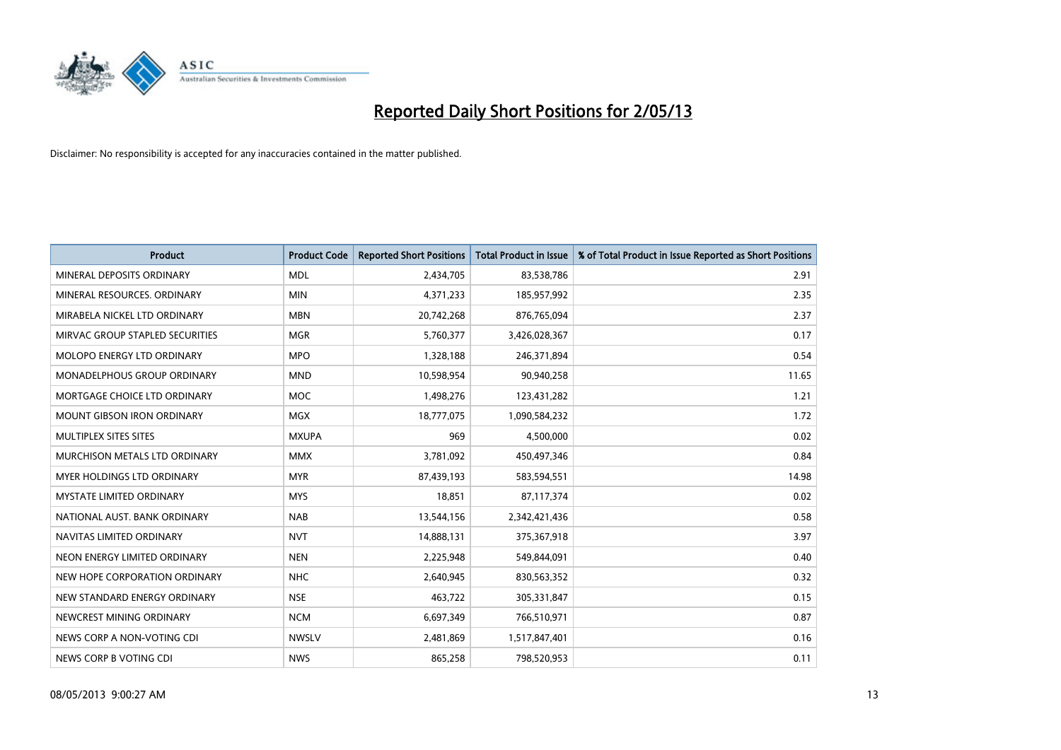# Reported Daily Short Positions for 2/05/13

Disclaimer: No responsibility is accepted for any inaccuracies contained in the matter published.

| Product | Product Code | Reported Short Positions | Total Product in Issue | % of Total Product in Issue Reported as Short Positions |
|---|---|---|---|---|
| MINERAL DEPOSITS ORDINARY | MDL | 2,434,705 | 83,538,786 | 2.91 |
| MINERAL RESOURCES. ORDINARY | MIN | 4,371,233 | 185,957,992 | 2.35 |
| MIRABELA NICKEL LTD ORDINARY | MBN | 20,742,268 | 876,765,094 | 2.37 |
| MIRVAC GROUP STAPLED SECURITIES | MGR | 5,760,377 | 3,426,028,367 | 0.17 |
| MOLOPO ENERGY LTD ORDINARY | MPO | 1,328,188 | 246,371,894 | 0.54 |
| MONADELPHOUS GROUP ORDINARY | MND | 10,598,954 | 90,940,258 | 11.65 |
| MORTGAGE CHOICE LTD ORDINARY | MOC | 1,498,276 | 123,431,282 | 1.21 |
| MOUNT GIBSON IRON ORDINARY | MGX | 18,777,075 | 1,090,584,232 | 1.72 |
| MULTIPLEX SITES SITES | MXUPA | 969 | 4,500,000 | 0.02 |
| MURCHISON METALS LTD ORDINARY | MMX | 3,781,092 | 450,497,346 | 0.84 |
| MYER HOLDINGS LTD ORDINARY | MYR | 87,439,193 | 583,594,551 | 14.98 |
| MYSTATE LIMITED ORDINARY | MYS | 18,851 | 87,117,374 | 0.02 |
| NATIONAL AUST. BANK ORDINARY | NAB | 13,544,156 | 2,342,421,436 | 0.58 |
| NAVITAS LIMITED ORDINARY | NVT | 14,888,131 | 375,367,918 | 3.97 |
| NEON ENERGY LIMITED ORDINARY | NEN | 2,225,948 | 549,844,091 | 0.40 |
| NEW HOPE CORPORATION ORDINARY | NHC | 2,640,945 | 830,563,352 | 0.32 |
| NEW STANDARD ENERGY ORDINARY | NSE | 463,722 | 305,331,847 | 0.15 |
| NEWCREST MINING ORDINARY | NCM | 6,697,349 | 766,510,971 | 0.87 |
| NEWS CORP A NON-VOTING CDI | NWSLV | 2,481,869 | 1,517,847,401 | 0.16 |
| NEWS CORP B VOTING CDI | NWS | 865,258 | 798,520,953 | 0.11 |

08/05/2013 9:00:27 AM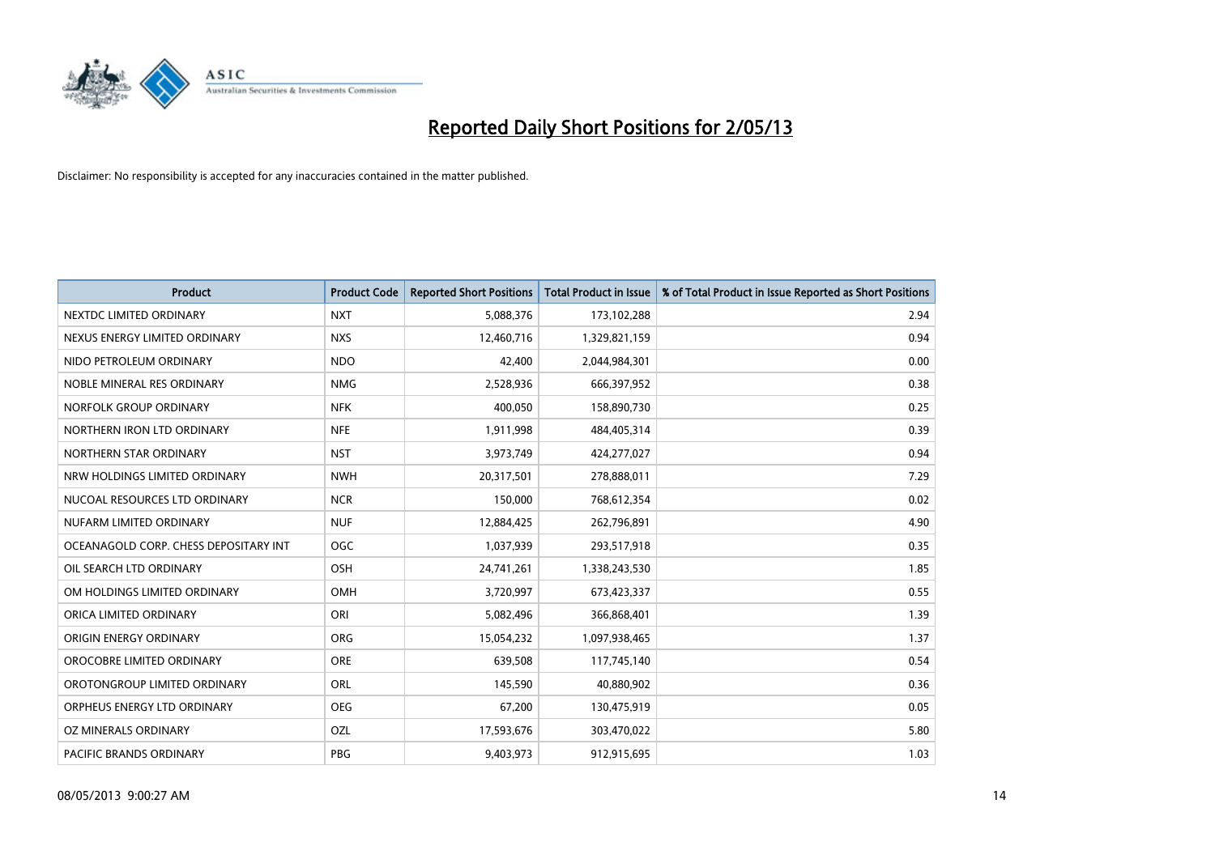# Reported Daily Short Positions for 2/05/13

Disclaimer: No responsibility is accepted for any inaccuracies contained in the matter published.

| Product | Product Code | Reported Short Positions | Total Product in Issue | % of Total Product in Issue Reported as Short Positions |
|---|---|---|---|---|
| NEXTDC LIMITED ORDINARY | NXT | 5,088,376 | 173,102,288 | 2.94 |
| NEXUS ENERGY LIMITED ORDINARY | NXS | 12,460,716 | 1,329,821,159 | 0.94 |
| NIDO PETROLEUM ORDINARY | NDO | 42,400 | 2,044,984,301 | 0.00 |
| NOBLE MINERAL RES ORDINARY | NMG | 2,528,936 | 666,397,952 | 0.38 |
| NORFOLK GROUP ORDINARY | NFK | 400,050 | 158,890,730 | 0.25 |
| NORTHERN IRON LTD ORDINARY | NFE | 1,911,998 | 484,405,314 | 0.39 |
| NORTHERN STAR ORDINARY | NST | 3,973,749 | 424,277,027 | 0.94 |
| NRW HOLDINGS LIMITED ORDINARY | NWH | 20,317,501 | 278,888,011 | 7.29 |
| NUCOAL RESOURCES LTD ORDINARY | NCR | 150,000 | 768,612,354 | 0.02 |
| NUFARM LIMITED ORDINARY | NUF | 12,884,425 | 262,796,891 | 4.90 |
| OCEANAGOLD CORP. CHESS DEPOSITARY INT | OGC | 1,037,939 | 293,517,918 | 0.35 |
| OIL SEARCH LTD ORDINARY | OSH | 24,741,261 | 1,338,243,530 | 1.85 |
| OM HOLDINGS LIMITED ORDINARY | OMH | 3,720,997 | 673,423,337 | 0.55 |
| ORICA LIMITED ORDINARY | ORI | 5,082,496 | 366,868,401 | 1.39 |
| ORIGIN ENERGY ORDINARY | ORG | 15,054,232 | 1,097,938,465 | 1.37 |
| OROCOBRE LIMITED ORDINARY | ORE | 639,508 | 117,745,140 | 0.54 |
| OROTONGROUP LIMITED ORDINARY | ORL | 145,590 | 40,880,902 | 0.36 |
| ORPHEUS ENERGY LTD ORDINARY | OEG | 67,200 | 130,475,919 | 0.05 |
| OZ MINERALS ORDINARY | OZL | 17,593,676 | 303,470,022 | 5.80 |
| PACIFIC BRANDS ORDINARY | PBG | 9,403,973 | 912,915,695 | 1.03 |

08/05/2013 9:00:27 AM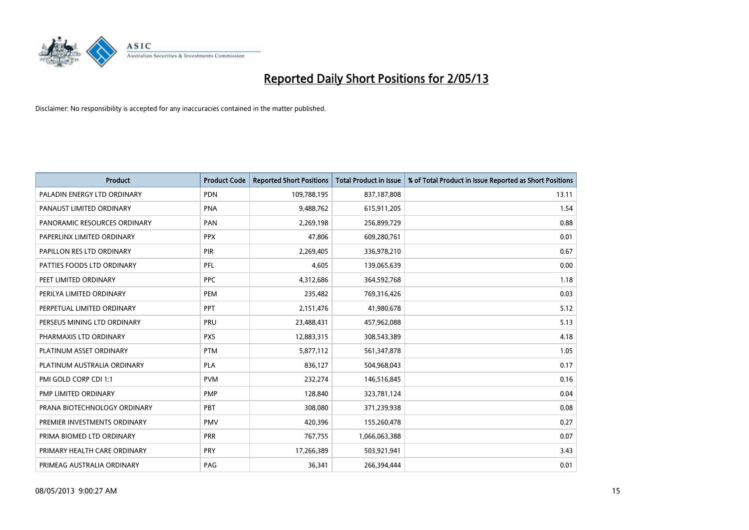# Reported Daily Short Positions for 2/05/13

Disclaimer: No responsibility is accepted for any inaccuracies contained in the matter published.

| Product | Product Code | Reported Short Positions | Total Product in Issue | % of Total Product in Issue Reported as Short Positions |
|---|---|---|---|---|
| PALADIN ENERGY LTD ORDINARY | PDN | 109,788,195 | 837,187,808 | 13.11 |
| PANAUST LIMITED ORDINARY | PNA | 9,488,762 | 615,911,205 | 1.54 |
| PANORAMIC RESOURCES ORDINARY | PAN | 2,269,198 | 256,899,729 | 0.88 |
| PAPERLINX LIMITED ORDINARY | PPX | 47,806 | 609,280,761 | 0.01 |
| PAPILLON RES LTD ORDINARY | PIR | 2,269,405 | 336,978,210 | 0.67 |
| PATTIES FOODS LTD ORDINARY | PFL | 4,605 | 139,065,639 | 0.00 |
| PEET LIMITED ORDINARY | PPC | 4,312,686 | 364,592,768 | 1.18 |
| PERILYA LIMITED ORDINARY | PEM | 235,482 | 769,316,426 | 0.03 |
| PERPETUAL LIMITED ORDINARY | PPT | 2,151,476 | 41,980,678 | 5.12 |
| PERSEUS MINING LTD ORDINARY | PRU | 23,488,431 | 457,962,088 | 5.13 |
| PHARMAXIS LTD ORDINARY | PXS | 12,883,315 | 308,543,389 | 4.18 |
| PLATINUM ASSET ORDINARY | PTM | 5,877,112 | 561,347,878 | 1.05 |
| PLATINUM AUSTRALIA ORDINARY | PLA | 836,127 | 504,968,043 | 0.17 |
| PMI GOLD CORP CDI 1:1 | PVM | 232,274 | 146,516,845 | 0.16 |
| PMP LIMITED ORDINARY | PMP | 128,840 | 323,781,124 | 0.04 |
| PRANA BIOTECHNOLOGY ORDINARY | PBT | 308,080 | 371,239,938 | 0.08 |
| PREMIER INVESTMENTS ORDINARY | PMV | 420,396 | 155,260,478 | 0.27 |
| PRIMA BIOMED LTD ORDINARY | PRR | 767,755 | 1,066,063,388 | 0.07 |
| PRIMARY HEALTH CARE ORDINARY | PRY | 17,266,389 | 503,921,941 | 3.43 |
| PRIMEAG AUSTRALIA ORDINARY | PAG | 36,341 | 266,394,444 | 0.01 |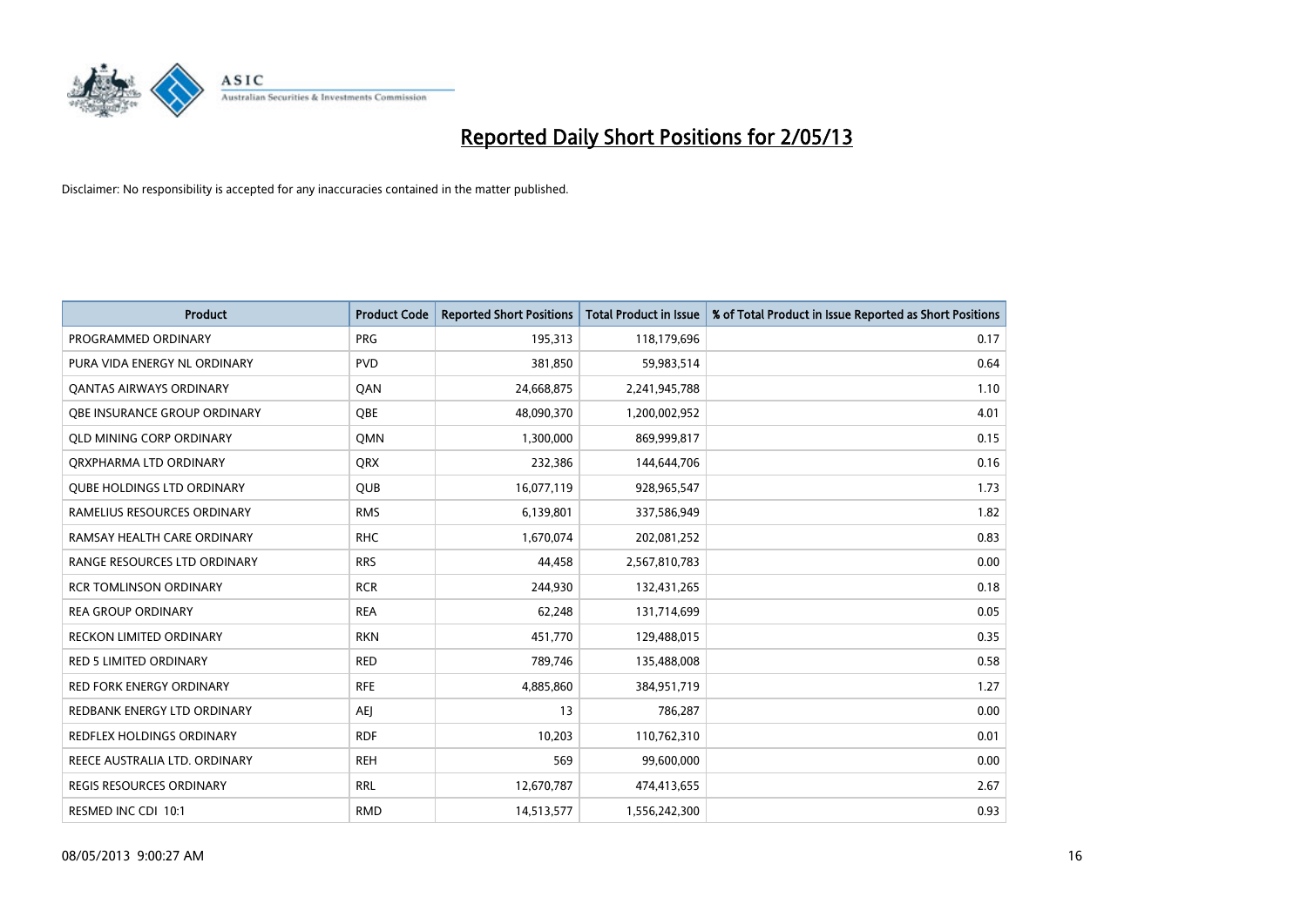# Reported Daily Short Positions for 2/05/13

Disclaimer: No responsibility is accepted for any inaccuracies contained in the matter published.

| Product | Product Code | Reported Short Positions | Total Product in Issue | % of Total Product in Issue Reported as Short Positions |
|---|---|---|---|---|
| PROGRAMMED ORDINARY | PRG | 195,313 | 118,179,696 | 0.17 |
| PURA VIDA ENERGY NL ORDINARY | PVD | 381,850 | 59,983,514 | 0.64 |
| QANTAS AIRWAYS ORDINARY | QAN | 24,668,875 | 2,241,945,788 | 1.10 |
| QBE INSURANCE GROUP ORDINARY | QBE | 48,090,370 | 1,200,002,952 | 4.01 |
| QLD MINING CORP ORDINARY | QMN | 1,300,000 | 869,999,817 | 0.15 |
| QRXPHARMA LTD ORDINARY | QRX | 232,386 | 144,644,706 | 0.16 |
| QUBE HOLDINGS LTD ORDINARY | QUB | 16,077,119 | 928,965,547 | 1.73 |
| RAMELIUS RESOURCES ORDINARY | RMS | 6,139,801 | 337,586,949 | 1.82 |
| RAMSAY HEALTH CARE ORDINARY | RHC | 1,670,074 | 202,081,252 | 0.83 |
| RANGE RESOURCES LTD ORDINARY | RRS | 44,458 | 2,567,810,783 | 0.00 |
| RCR TOMLINSON ORDINARY | RCR | 244,930 | 132,431,265 | 0.18 |
| REA GROUP ORDINARY | REA | 62,248 | 131,714,699 | 0.05 |
| RECKON LIMITED ORDINARY | RKN | 451,770 | 129,488,015 | 0.35 |
| RED 5 LIMITED ORDINARY | RED | 789,746 | 135,488,008 | 0.58 |
| RED FORK ENERGY ORDINARY | RFE | 4,885,860 | 384,951,719 | 1.27 |
| REDBANK ENERGY LTD ORDINARY | AEJ | 13 | 786,287 | 0.00 |
| REDFLEX HOLDINGS ORDINARY | RDF | 10,203 | 110,762,310 | 0.01 |
| REECE AUSTRALIA LTD. ORDINARY | REH | 569 | 99,600,000 | 0.00 |
| REGIS RESOURCES ORDINARY | RRL | 12,670,787 | 474,413,655 | 2.67 |
| RESMED INC CDI 10:1 | RMD | 14,513,577 | 1,556,242,300 | 0.93 |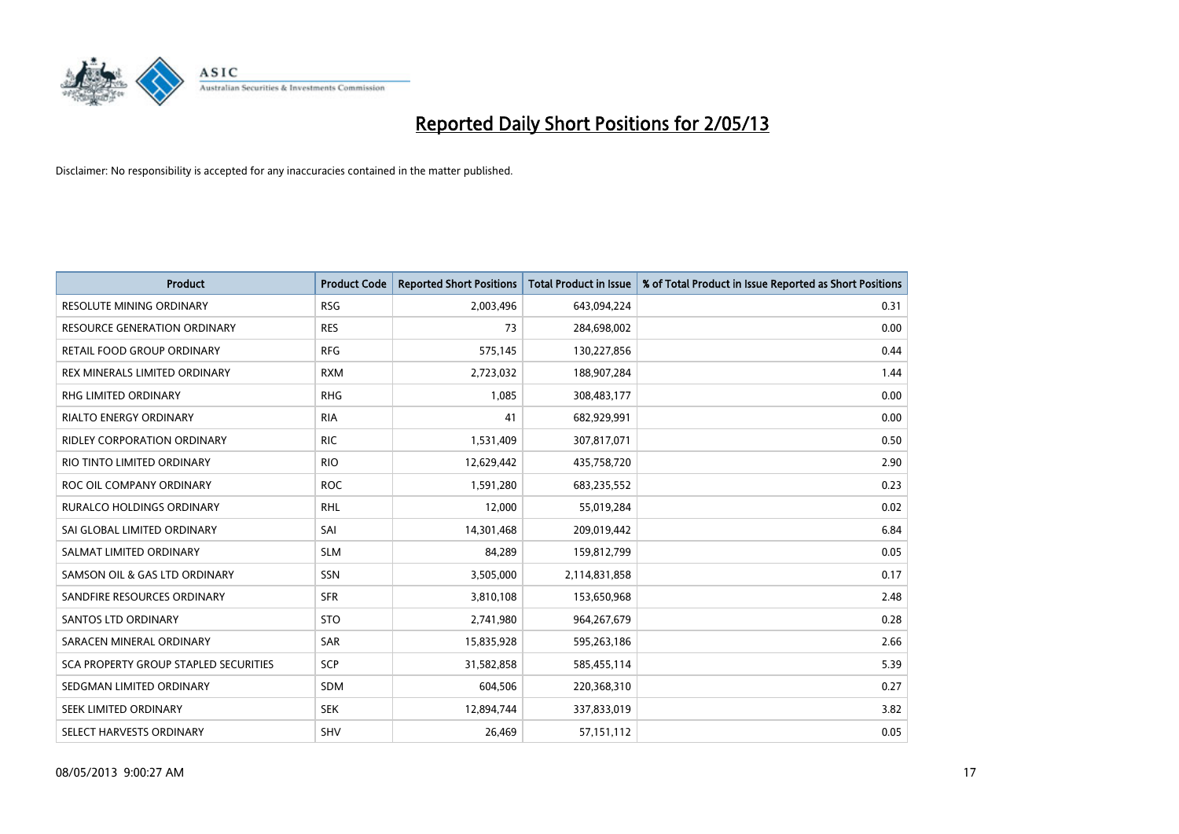# Reported Daily Short Positions for 2/05/13

Disclaimer: No responsibility is accepted for any inaccuracies contained in the matter published.

| Product | Product Code | Reported Short Positions | Total Product in Issue | % of Total Product in Issue Reported as Short Positions |
|---|---|---|---|---|
| RESOLUTE MINING ORDINARY | RSG | 2,003,496 | 643,094,224 | 0.31 |
| RESOURCE GENERATION ORDINARY | RES | 73 | 284,698,002 | 0.00 |
| RETAIL FOOD GROUP ORDINARY | RFG | 575,145 | 130,227,856 | 0.44 |
| REX MINERALS LIMITED ORDINARY | RXM | 2,723,032 | 188,907,284 | 1.44 |
| RHG LIMITED ORDINARY | RHG | 1,085 | 308,483,177 | 0.00 |
| RIALTO ENERGY ORDINARY | RIA | 41 | 682,929,991 | 0.00 |
| RIDLEY CORPORATION ORDINARY | RIC | 1,531,409 | 307,817,071 | 0.50 |
| RIO TINTO LIMITED ORDINARY | RIO | 12,629,442 | 435,758,720 | 2.90 |
| ROC OIL COMPANY ORDINARY | ROC | 1,591,280 | 683,235,552 | 0.23 |
| RURALCO HOLDINGS ORDINARY | RHL | 12,000 | 55,019,284 | 0.02 |
| SAI GLOBAL LIMITED ORDINARY | SAI | 14,301,468 | 209,019,442 | 6.84 |
| SALMAT LIMITED ORDINARY | SLM | 84,289 | 159,812,799 | 0.05 |
| SAMSON OIL & GAS LTD ORDINARY | SSN | 3,505,000 | 2,114,831,858 | 0.17 |
| SANDFIRE RESOURCES ORDINARY | SFR | 3,810,108 | 153,650,968 | 2.48 |
| SANTOS LTD ORDINARY | STO | 2,741,980 | 964,267,679 | 0.28 |
| SARACEN MINERAL ORDINARY | SAR | 15,835,928 | 595,263,186 | 2.66 |
| SCA PROPERTY GROUP STAPLED SECURITIES | SCP | 31,582,858 | 585,455,114 | 5.39 |
| SEDGMAN LIMITED ORDINARY | SDM | 604,506 | 220,368,310 | 0.27 |
| SEEK LIMITED ORDINARY | SEK | 12,894,744 | 337,833,019 | 3.82 |
| SELECT HARVESTS ORDINARY | SHV | 26,469 | 57,151,112 | 0.05 |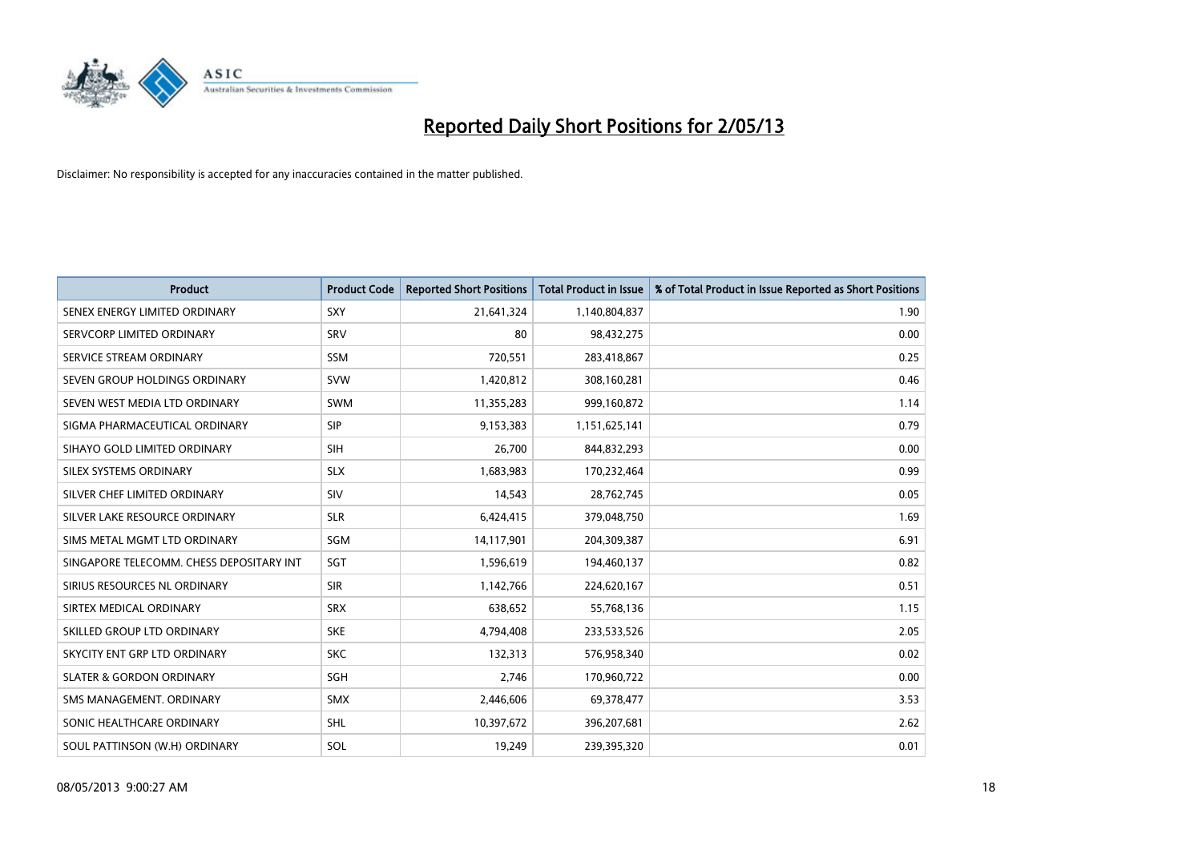# Reported Daily Short Positions for 2/05/13

Disclaimer: No responsibility is accepted for any inaccuracies contained in the matter published.

| Product | Product Code | Reported Short Positions | Total Product in Issue | % of Total Product in Issue Reported as Short Positions |
|---|---|---|---|---|
| SENEX ENERGY LIMITED ORDINARY | SXY | 21,641,324 | 1,140,804,837 | 1.90 |
| SERVCORP LIMITED ORDINARY | SRV | 80 | 98,432,275 | 0.00 |
| SERVICE STREAM ORDINARY | SSM | 720,551 | 283,418,867 | 0.25 |
| SEVEN GROUP HOLDINGS ORDINARY | SVW | 1,420,812 | 308,160,281 | 0.46 |
| SEVEN WEST MEDIA LTD ORDINARY | SWM | 11,355,283 | 999,160,872 | 1.14 |
| SIGMA PHARMACEUTICAL ORDINARY | SIP | 9,153,383 | 1,151,625,141 | 0.79 |
| SIHAYO GOLD LIMITED ORDINARY | SIH | 26,700 | 844,832,293 | 0.00 |
| SILEX SYSTEMS ORDINARY | SLX | 1,683,983 | 170,232,464 | 0.99 |
| SILVER CHEF LIMITED ORDINARY | SIV | 14,543 | 28,762,745 | 0.05 |
| SILVER LAKE RESOURCE ORDINARY | SLR | 6,424,415 | 379,048,750 | 1.69 |
| SIMS METAL MGMT LTD ORDINARY | SGM | 14,117,901 | 204,309,387 | 6.91 |
| SINGAPORE TELECOMM. CHESS DEPOSITARY INT | SGT | 1,596,619 | 194,460,137 | 0.82 |
| SIRIUS RESOURCES NL ORDINARY | SIR | 1,142,766 | 224,620,167 | 0.51 |
| SIRTEX MEDICAL ORDINARY | SRX | 638,652 | 55,768,136 | 1.15 |
| SKILLED GROUP LTD ORDINARY | SKE | 4,794,408 | 233,533,526 | 2.05 |
| SKYCITY ENT GRP LTD ORDINARY | SKC | 132,313 | 576,958,340 | 0.02 |
| SLATER & GORDON ORDINARY | SGH | 2,746 | 170,960,722 | 0.00 |
| SMS MANAGEMENT. ORDINARY | SMX | 2,446,606 | 69,378,477 | 3.53 |
| SONIC HEALTHCARE ORDINARY | SHL | 10,397,672 | 396,207,681 | 2.62 |
| SOUL PATTINSON (W.H) ORDINARY | SOL | 19,249 | 239,395,320 | 0.01 |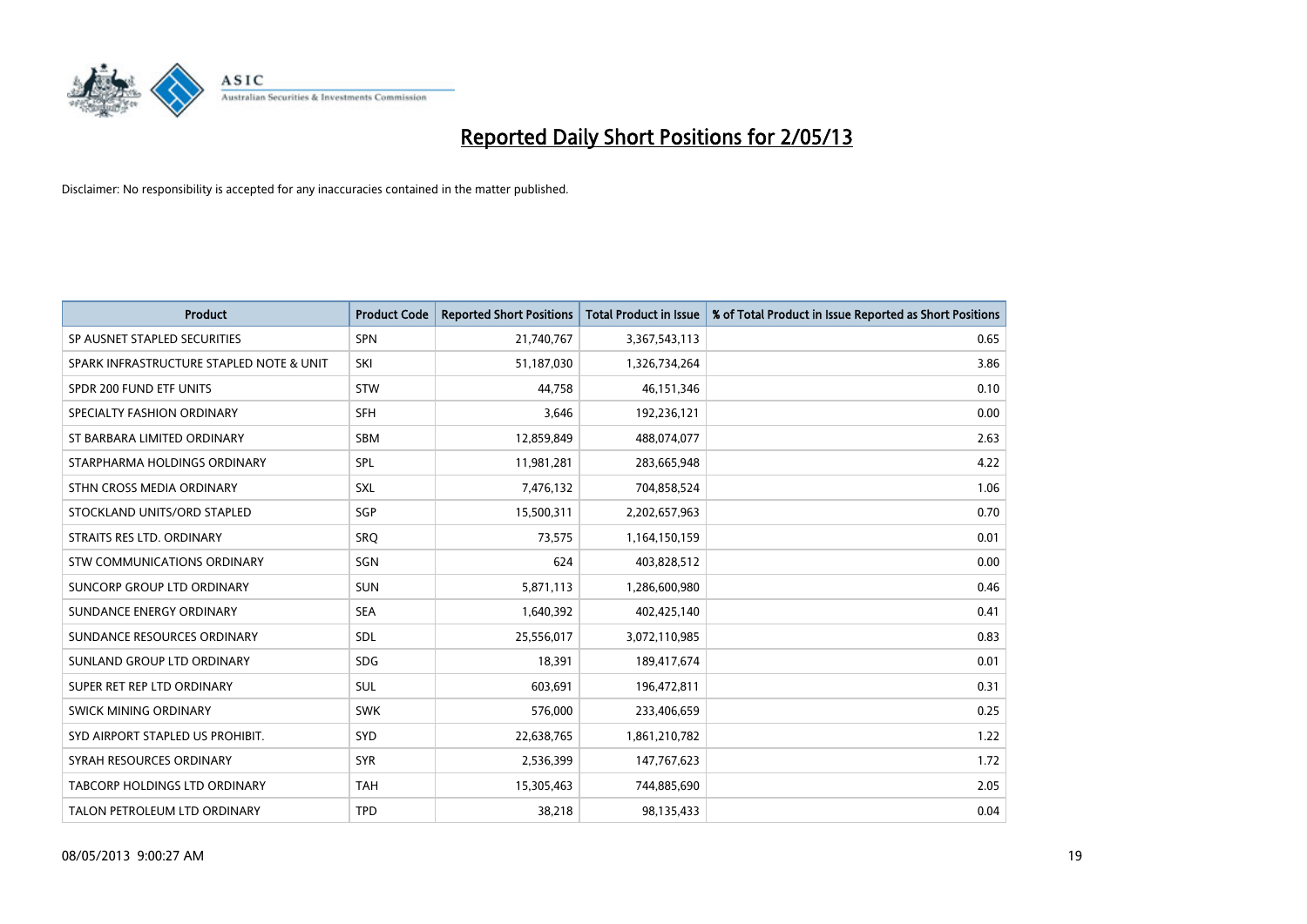# Reported Daily Short Positions for 2/05/13

Disclaimer: No responsibility is accepted for any inaccuracies contained in the matter published.

| Product | Product Code | Reported Short Positions | Total Product in Issue | % of Total Product in Issue Reported as Short Positions |
| --- | --- | --- | --- | --- |
| SP AUSNET STAPLED SECURITIES | SPN | 21,740,767 | 3,367,543,113 | 0.65 |
| SPARK INFRASTRUCTURE STAPLED NOTE & UNIT | SKI | 51,187,030 | 1,326,734,264 | 3.86 |
| SPDR 200 FUND ETF UNITS | STW | 44,758 | 46,151,346 | 0.10 |
| SPECIALTY FASHION ORDINARY | SFH | 3,646 | 192,236,121 | 0.00 |
| ST BARBARA LIMITED ORDINARY | SBM | 12,859,849 | 488,074,077 | 2.63 |
| STARPHARMA HOLDINGS ORDINARY | SPL | 11,981,281 | 283,665,948 | 4.22 |
| STHN CROSS MEDIA ORDINARY | SXL | 7,476,132 | 704,858,524 | 1.06 |
| STOCKLAND UNITS/ORD STAPLED | SGP | 15,500,311 | 2,202,657,963 | 0.70 |
| STRAITS RES LTD. ORDINARY | SRQ | 73,575 | 1,164,150,159 | 0.01 |
| STW COMMUNICATIONS ORDINARY | SGN | 624 | 403,828,512 | 0.00 |
| SUNCORP GROUP LTD ORDINARY | SUN | 5,871,113 | 1,286,600,980 | 0.46 |
| SUNDANCE ENERGY ORDINARY | SEA | 1,640,392 | 402,425,140 | 0.41 |
| SUNDANCE RESOURCES ORDINARY | SDL | 25,556,017 | 3,072,110,985 | 0.83 |
| SUNLAND GROUP LTD ORDINARY | SDG | 18,391 | 189,417,674 | 0.01 |
| SUPER RET REP LTD ORDINARY | SUL | 603,691 | 196,472,811 | 0.31 |
| SWICK MINING ORDINARY | SWK | 576,000 | 233,406,659 | 0.25 |
| SYD AIRPORT STAPLED US PROHIBIT. | SYD | 22,638,765 | 1,861,210,782 | 1.22 |
| SYRAH RESOURCES ORDINARY | SYR | 2,536,399 | 147,767,623 | 1.72 |
| TABCORP HOLDINGS LTD ORDINARY | TAH | 15,305,463 | 744,885,690 | 2.05 |
| TALON PETROLEUM LTD ORDINARY | TPD | 38,218 | 98,135,433 | 0.04 |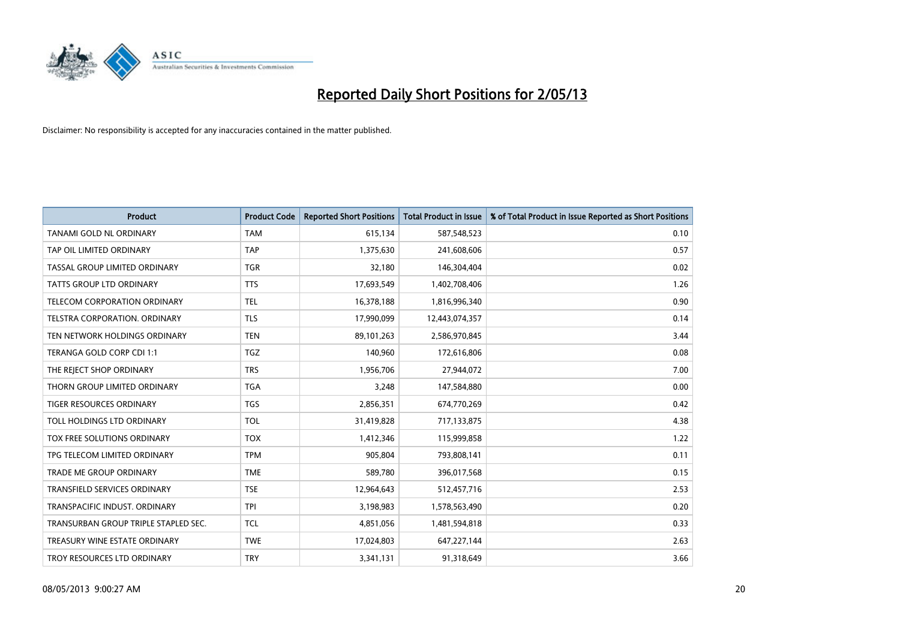# Reported Daily Short Positions for 2/05/13

Disclaimer: No responsibility is accepted for any inaccuracies contained in the matter published.

| Product | Product Code | Reported Short Positions | Total Product in Issue | % of Total Product in Issue Reported as Short Positions |
|---|---|---|---|---|
| TANAMI GOLD NL ORDINARY | TAM | 615,134 | 587,548,523 | 0.10 |
| TAP OIL LIMITED ORDINARY | TAP | 1,375,630 | 241,608,606 | 0.57 |
| TASSAL GROUP LIMITED ORDINARY | TGR | 32,180 | 146,304,404 | 0.02 |
| TATTS GROUP LTD ORDINARY | TTS | 17,693,549 | 1,402,708,406 | 1.26 |
| TELECOM CORPORATION ORDINARY | TEL | 16,378,188 | 1,816,996,340 | 0.90 |
| TELSTRA CORPORATION. ORDINARY | TLS | 17,990,099 | 12,443,074,357 | 0.14 |
| TEN NETWORK HOLDINGS ORDINARY | TEN | 89,101,263 | 2,586,970,845 | 3.44 |
| TERANGA GOLD CORP CDI 1:1 | TGZ | 140,960 | 172,616,806 | 0.08 |
| THE REJECT SHOP ORDINARY | TRS | 1,956,706 | 27,944,072 | 7.00 |
| THORN GROUP LIMITED ORDINARY | TGA | 3,248 | 147,584,880 | 0.00 |
| TIGER RESOURCES ORDINARY | TGS | 2,856,351 | 674,770,269 | 0.42 |
| TOLL HOLDINGS LTD ORDINARY | TOL | 31,419,828 | 717,133,875 | 4.38 |
| TOX FREE SOLUTIONS ORDINARY | TOX | 1,412,346 | 115,999,858 | 1.22 |
| TPG TELECOM LIMITED ORDINARY | TPM | 905,804 | 793,808,141 | 0.11 |
| TRADE ME GROUP ORDINARY | TME | 589,780 | 396,017,568 | 0.15 |
| TRANSFIELD SERVICES ORDINARY | TSE | 12,964,643 | 512,457,716 | 2.53 |
| TRANSPACIFIC INDUST. ORDINARY | TPI | 3,198,983 | 1,578,563,490 | 0.20 |
| TRANSURBAN GROUP TRIPLE STAPLED SEC. | TCL | 4,851,056 | 1,481,594,818 | 0.33 |
| TREASURY WINE ESTATE ORDINARY | TWE | 17,024,803 | 647,227,144 | 2.63 |
| TROY RESOURCES LTD ORDINARY | TRY | 3,341,131 | 91,318,649 | 3.66 |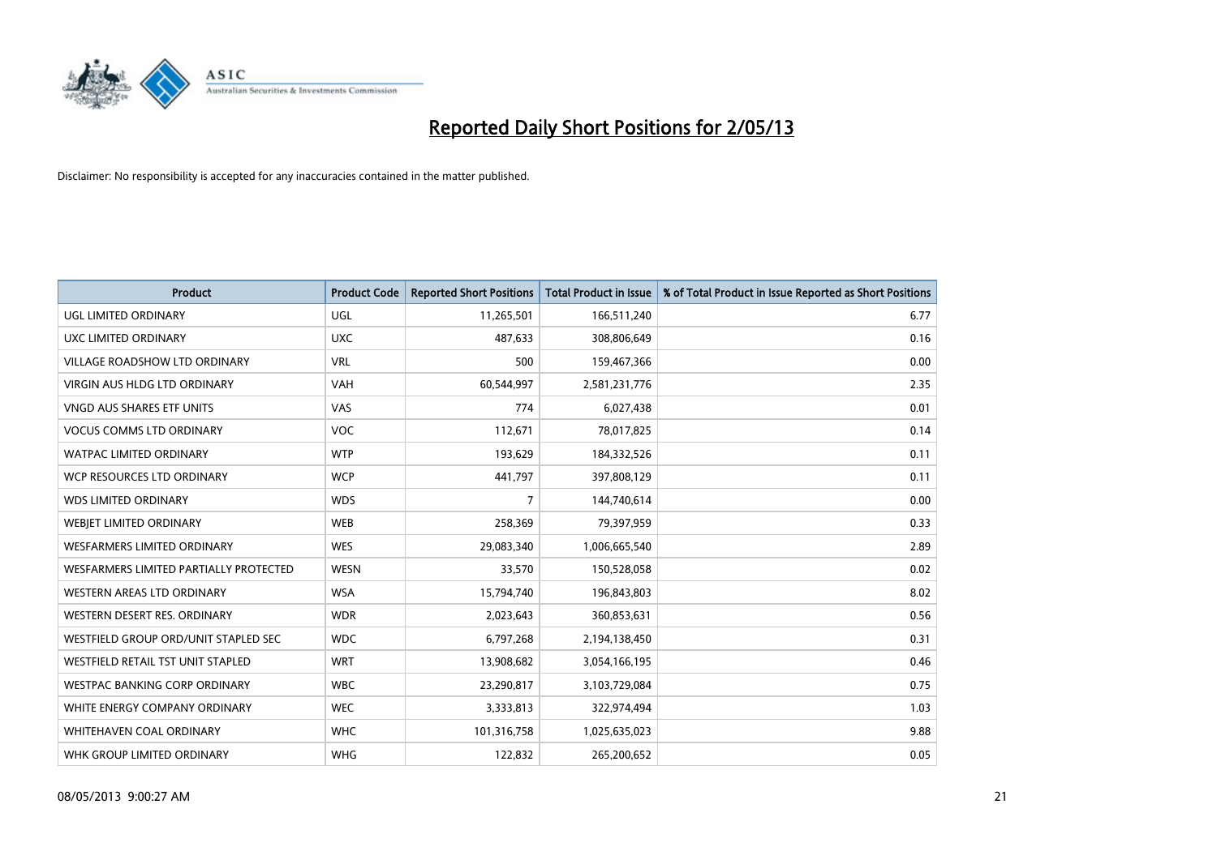# Reported Daily Short Positions for 2/05/13

Disclaimer: No responsibility is accepted for any inaccuracies contained in the matter published.

| Product | Product Code | Reported Short Positions | Total Product in Issue | % of Total Product in Issue Reported as Short Positions |
|---|---|---|---|---|
| UGL LIMITED ORDINARY | UGL | 11,265,501 | 166,511,240 | 6.77 |
| UXC LIMITED ORDINARY | UXC | 487,633 | 308,806,649 | 0.16 |
| VILLAGE ROADSHOW LTD ORDINARY | VRL | 500 | 159,467,366 | 0.00 |
| VIRGIN AUS HLDG LTD ORDINARY | VAH | 60,544,997 | 2,581,231,776 | 2.35 |
| VNGD AUS SHARES ETF UNITS | VAS | 774 | 6,027,438 | 0.01 |
| VOCUS COMMS LTD ORDINARY | VOC | 112,671 | 78,017,825 | 0.14 |
| WATPAC LIMITED ORDINARY | WTP | 193,629 | 184,332,526 | 0.11 |
| WCP RESOURCES LTD ORDINARY | WCP | 441,797 | 397,808,129 | 0.11 |
| WDS LIMITED ORDINARY | WDS | 7 | 144,740,614 | 0.00 |
| WEBJET LIMITED ORDINARY | WEB | 258,369 | 79,397,959 | 0.33 |
| WESFARMERS LIMITED ORDINARY | WES | 29,083,340 | 1,006,665,540 | 2.89 |
| WESFARMERS LIMITED PARTIALLY PROTECTED | WESN | 33,570 | 150,528,058 | 0.02 |
| WESTERN AREAS LTD ORDINARY | WSA | 15,794,740 | 196,843,803 | 8.02 |
| WESTERN DESERT RES. ORDINARY | WDR | 2,023,643 | 360,853,631 | 0.56 |
| WESTFIELD GROUP ORD/UNIT STAPLED SEC | WDC | 6,797,268 | 2,194,138,450 | 0.31 |
| WESTFIELD RETAIL TST UNIT STAPLED | WRT | 13,908,682 | 3,054,166,195 | 0.46 |
| WESTPAC BANKING CORP ORDINARY | WBC | 23,290,817 | 3,103,729,084 | 0.75 |
| WHITE ENERGY COMPANY ORDINARY | WEC | 3,333,813 | 322,974,494 | 1.03 |
| WHITEHAVEN COAL ORDINARY | WHC | 101,316,758 | 1,025,635,023 | 9.88 |
| WHK GROUP LIMITED ORDINARY | WHG | 122,832 | 265,200,652 | 0.05 |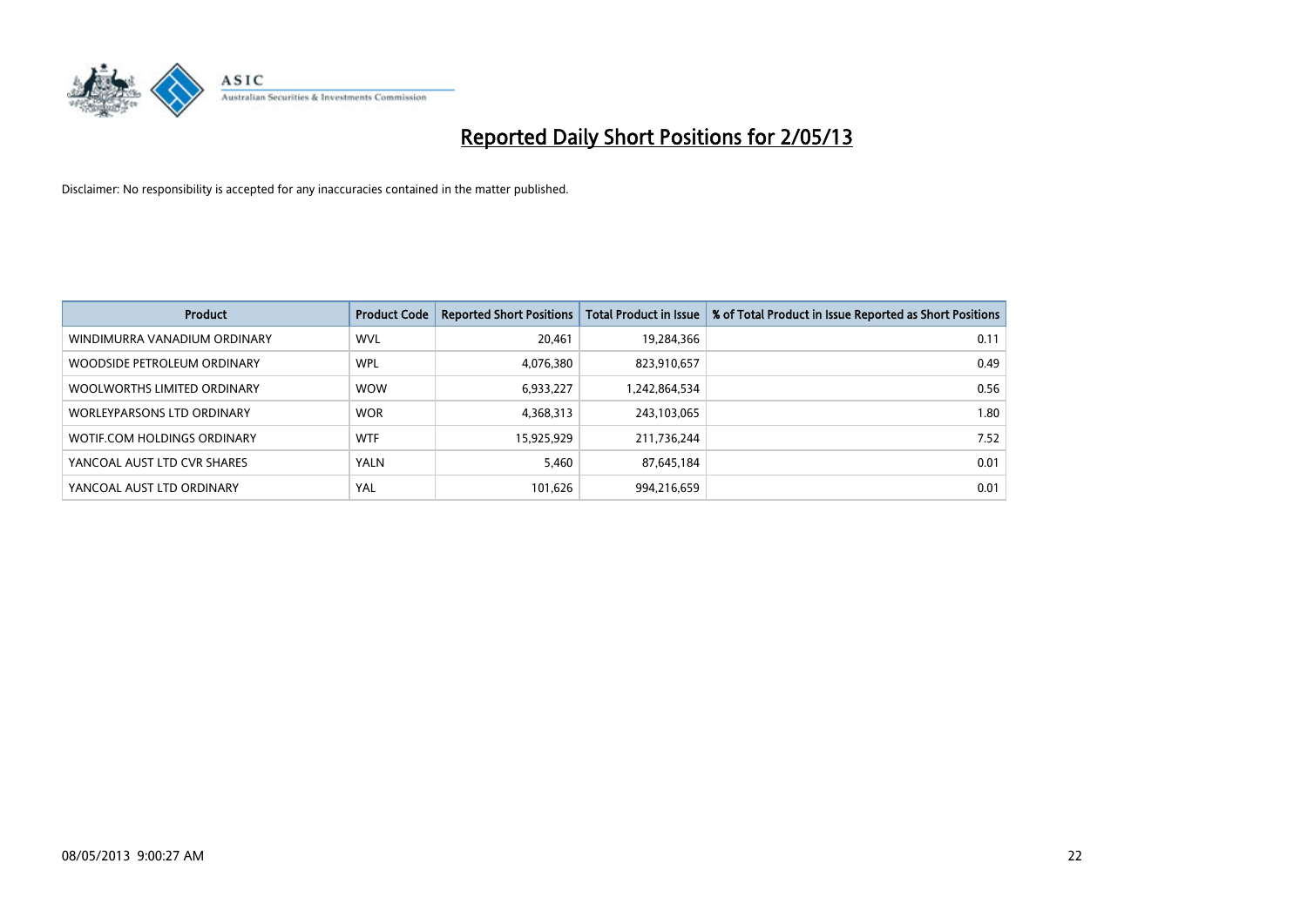# Reported Daily Short Positions for 2/05/13

Disclaimer: No responsibility is accepted for any inaccuracies contained in the matter published.

| Product | Product Code | Reported Short Positions | Total Product in Issue | % of Total Product in Issue Reported as Short Positions |
|---|---|---|---|---|
| WINDIMURRA VANADIUM ORDINARY | WVL | 20,461 | 19,284,366 | 0.11 |
| WOODSIDE PETROLEUM ORDINARY | WPL | 4,076,380 | 823,910,657 | 0.49 |
| WOOLWORTHS LIMITED ORDINARY | WOW | 6,933,227 | 1,242,864,534 | 0.56 |
| WORLEYPARSONS LTD ORDINARY | WOR | 4,368,313 | 243,103,065 | 1.80 |
| WOTIF.COM HOLDINGS ORDINARY | WTF | 15,925,929 | 211,736,244 | 7.52 |
| YANCOAL AUST LTD CVR SHARES | YALN | 5,460 | 87,645,184 | 0.01 |
| YANCOAL AUST LTD ORDINARY | YAL | 101,626 | 994,216,659 | 0.01 |